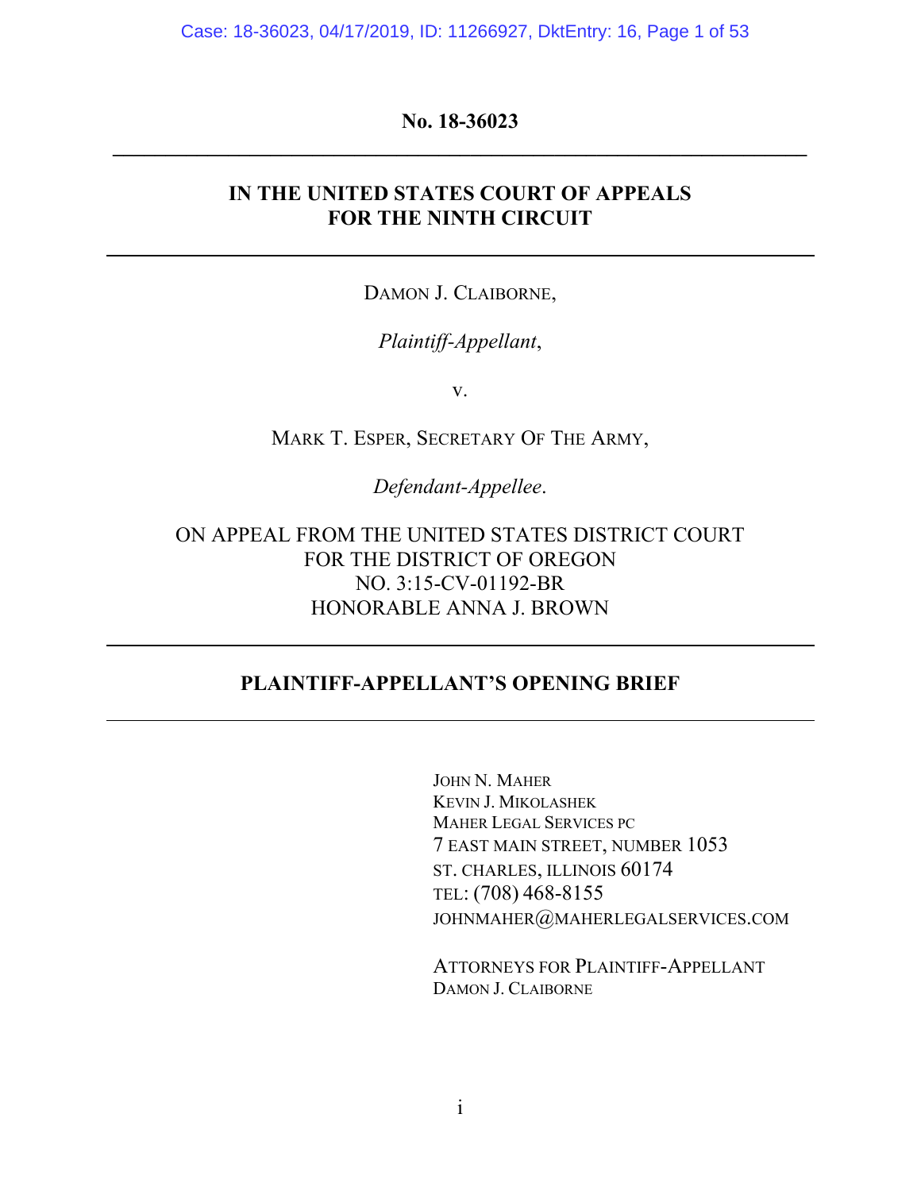**No. 18-36023**

---

**IN THE UNITED STATES COURT OF APPEALS**
**FOR THE NINTH CIRCUIT**

---

DAMON J. CLAIBORNE,

*Plaintiff-Appellant*,

v.

MARK T. ESPER, SECRETARY OF THE ARMY,

*Defendant-Appellee*.

ON APPEAL FROM THE UNITED STATES DISTRICT COURT
FOR THE DISTRICT OF OREGON
NO. 3:15-CV-01192-BR
HONORABLE ANNA J. BROWN

---

**PLAINTIFF-APPELLANT'S OPENING BRIEF**

---

JOHN N. MAHER
KEVIN J. MIKOLASHEK
MAHER LEGAL SERVICES PC
7 EAST MAIN STREET, NUMBER 1053
ST. CHARLES, ILLINOIS 60174
TEL: (708) 468-8155
JOHNMAHER@MAHERLEGALSERVICES.COM

ATTORNEYS FOR PLAINTIFF-APPELLANT
DAMON J. CLAIBORNE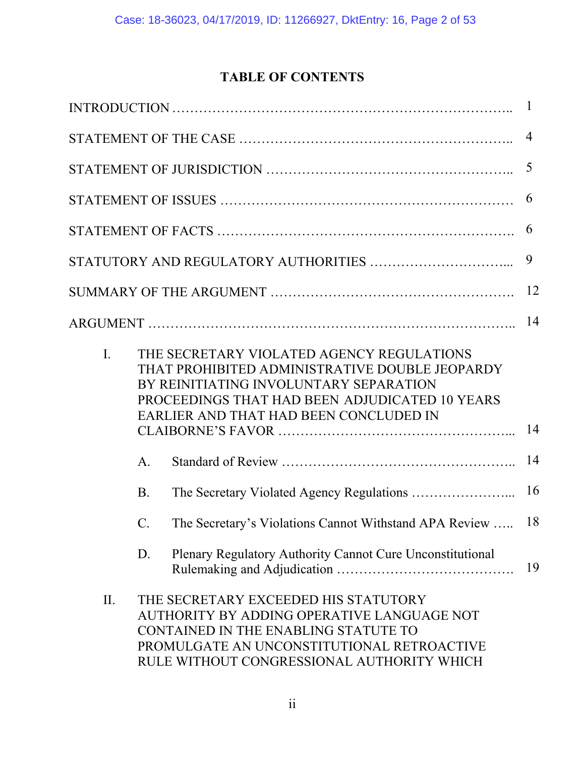# TABLE OF CONTENTS

| | |
|---|---|
| INTRODUCTION | 1 |
| STATEMENT OF THE CASE | 4 |
| STATEMENT OF JURISDICTION | 5 |
| STATEMENT OF ISSUES | 6 |
| STATEMENT OF FACTS | 6 |
| STATUTORY AND REGULATORY AUTHORITIES | 9 |
| SUMMARY OF THE ARGUMENT | 12 |
| ARGUMENT | 14 |
| I. THE SECRETARY VIOLATED AGENCY REGULATIONS THAT PROHIBITED ADMINISTRATIVE DOUBLE JEOPARDY BY REINITIATING INVOLUNTARY SEPARATION PROCEEDINGS THAT HAD BEEN ADJUDICATED 10 YEARS EARLIER AND THAT HAD BEEN CONCLUDED IN CLAIBORNE'S FAVOR | 14 |
| A. Standard of Review | 14 |
| B. The Secretary Violated Agency Regulations | 16 |
| C. The Secretary's Violations Cannot Withstand APA Review | 18 |
| D. Plenary Regulatory Authority Cannot Cure Unconstitutional Rulemaking and Adjudication | 19 |
| II. THE SECRETARY EXCEEDED HIS STATUTORY AUTHORITY BY ADDING OPERATIVE LANGUAGE NOT CONTAINED IN THE ENABLING STATUTE TO PROMULGATE AN UNCONSTITUTIONAL RETROACTIVE RULE WITHOUT CONGRESSIONAL AUTHORITY WHICH | |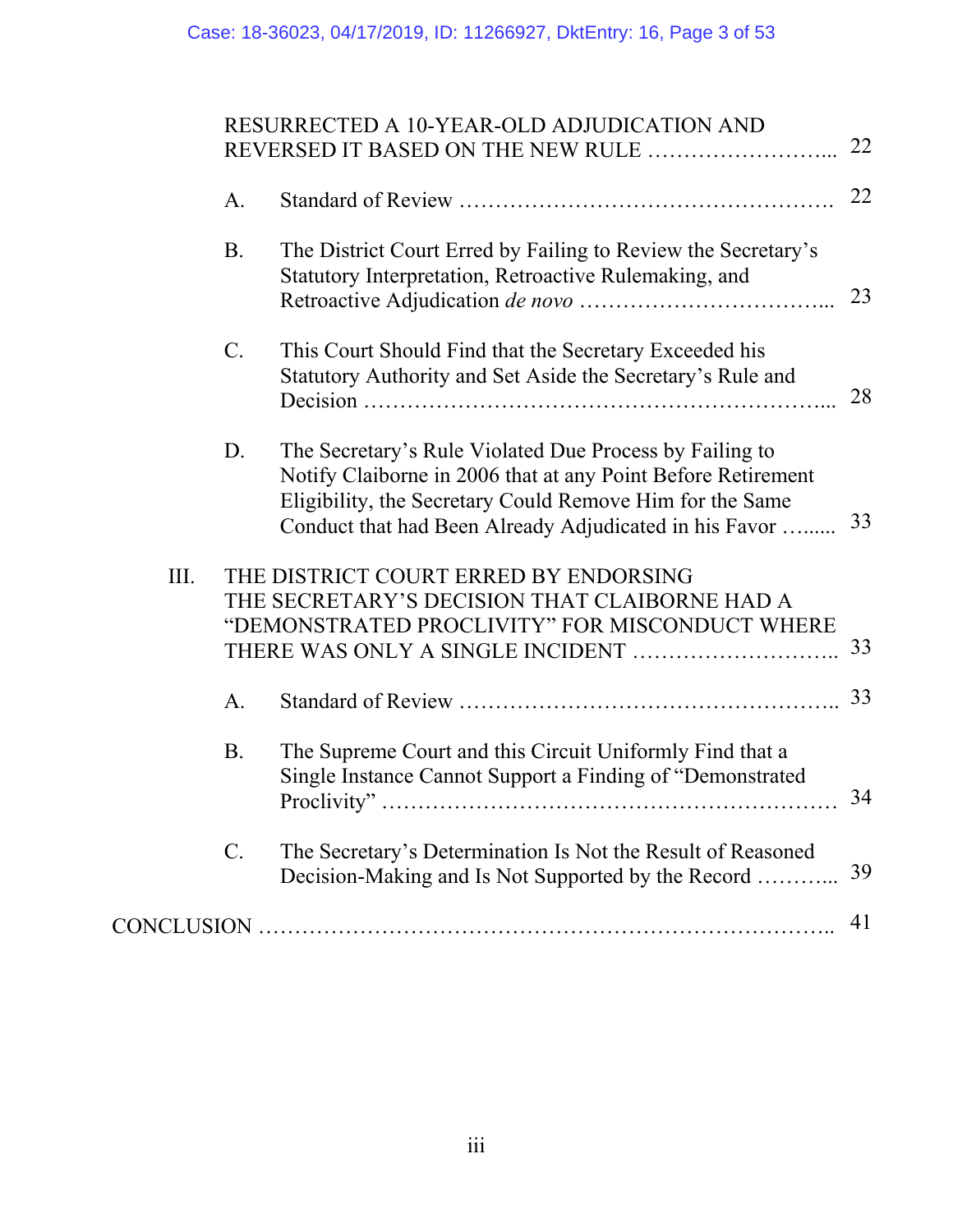RESURRECTED A 10-YEAR-OLD ADJUDICATION AND REVERSED IT BASED ON THE NEW RULE ........................... 22

A. Standard of Review .................................................. 22

B. The District Court Erred by Failing to Review the Secretary's Statutory Interpretation, Retroactive Rulemaking, and Retroactive Adjudication *de novo* .................................. 23

C. This Court Should Find that the Secretary Exceeded his Statutory Authority and Set Aside the Secretary's Rule and Decision ........................................................... 28

D. The Secretary's Rule Violated Due Process by Failing to Notify Claiborne in 2006 that at any Point Before Retirement Eligibility, the Secretary Could Remove Him for the Same Conduct that had Been Already Adjudicated in his Favor ........ 33

III. THE DISTRICT COURT ERRED BY ENDORSING THE SECRETARY'S DECISION THAT CLAIBORNE HAD A "DEMONSTRATED PROCLIVITY" FOR MISCONDUCT WHERE THERE WAS ONLY A SINGLE INCIDENT ........................... 33

A. Standard of Review .................................................. 33

B. The Supreme Court and this Circuit Uniformly Find that a Single Instance Cannot Support a Finding of "Demonstrated Proclivity" ............................................................ 34

C. The Secretary's Determination Is Not the Result of Reasoned Decision-Making and Is Not Supported by the Record ........... 39

CONCLUSION ........................................................................ 41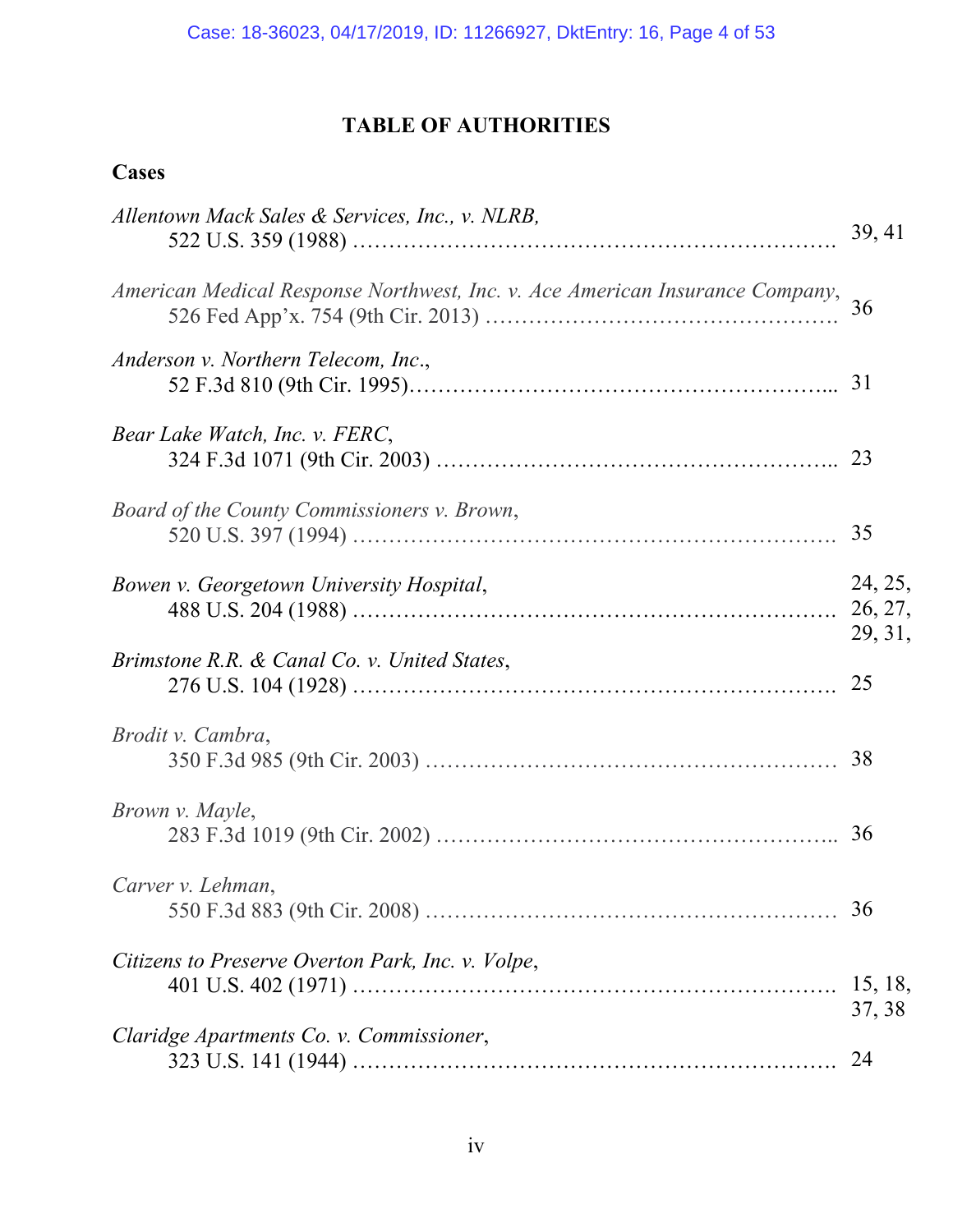## TABLE OF AUTHORITIES

### Cases

*Allentown Mack Sales & Services, Inc., v. NLRB,*
522 U.S. 359 (1988) .................................................................. 39, 41

*American Medical Response Northwest, Inc. v. Ace American Insurance Company*,
526 Fed App'x. 754 (9th Cir. 2013) ............................................... 36

*Anderson v. Northern Telecom, Inc*.,
52 F.3d 810 (9th Cir. 1995)......................................................... 31

*Bear Lake Watch, Inc. v. FERC*,
324 F.3d 1071 (9th Cir. 2003) ...................................................... 23

*Board of the County Commissioners v. Brown*,
520 U.S. 397 (1994) .................................................................. 35

*Bowen v. Georgetown University Hospital*,
488 U.S. 204 (1988) .................................................................. 24, 25, 26, 27, 29, 31,

*Brimstone R.R. & Canal Co. v. United States*,
276 U.S. 104 (1928) .................................................................. 25

*Brodit v. Cambra*,
350 F.3d 985 (9th Cir. 2003) ........................................................ 38

*Brown v. Mayle*,
283 F.3d 1019 (9th Cir. 2002) ...................................................... 36

*Carver v. Lehman*,
550 F.3d 883 (9th Cir. 2008) ........................................................ 36

*Citizens to Preserve Overton Park, Inc. v. Volpe*,
401 U.S. 402 (1971) .................................................................. 15, 18, 37, 38

*Claridge Apartments Co. v. Commissioner*,
323 U.S. 141 (1944) .................................................................. 24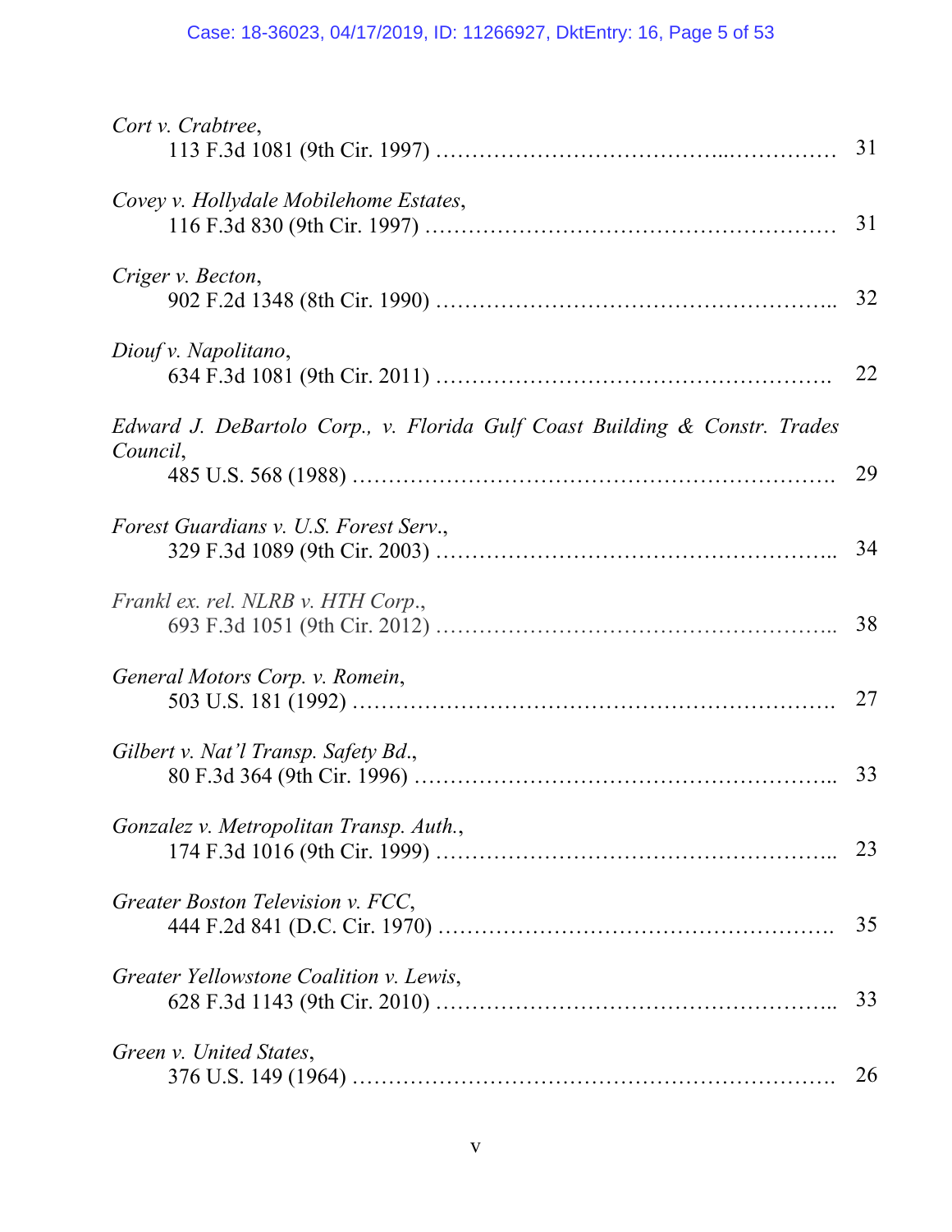*Cort v. Crabtree*,
113 F.3d 1081 (9th Cir. 1997) …………………………………..…………… 31

*Covey v. Hollydale Mobilehome Estates*,
116 F.3d 830 (9th Cir. 1997) ………………………………………………… 31

*Criger v. Becton*,
902 F.2d 1348 (8th Cir. 1990) …………………………………………….. 32

*Diouf v. Napolitano*,
634 F.3d 1081 (9th Cir. 2011) ……………………………………………. 22

*Edward J. DeBartolo Corp., v. Florida Gulf Coast Building & Constr. Trades Council*,
485 U.S. 568 (1988) ………………………………………………………… 29

*Forest Guardians v. U.S. Forest Serv.*,
329 F.3d 1089 (9th Cir. 2003) …………………………………………….. 34

*Frankl ex. rel. NLRB v. HTH Corp.*,
693 F.3d 1051 (9th Cir. 2012) …………………………………………….. 38

*General Motors Corp. v. Romein*,
503 U.S. 181 (1992) ………………………………………………………… 27

*Gilbert v. Nat'l Transp. Safety Bd.*,
80 F.3d 364 (9th Cir. 1996) ………………………………………………... 33

*Gonzalez v. Metropolitan Transp. Auth.*,
174 F.3d 1016 (9th Cir. 1999) …………………………………………….. 23

*Greater Boston Television v. FCC*,
444 F.2d 841 (D.C. Cir. 1970) ……………………………………………. 35

*Greater Yellowstone Coalition v. Lewis*,
628 F.3d 1143 (9th Cir. 2010) …………………………………………….. 33

*Green v. United States*,
376 U.S. 149 (1964) ………………………………………………………… 26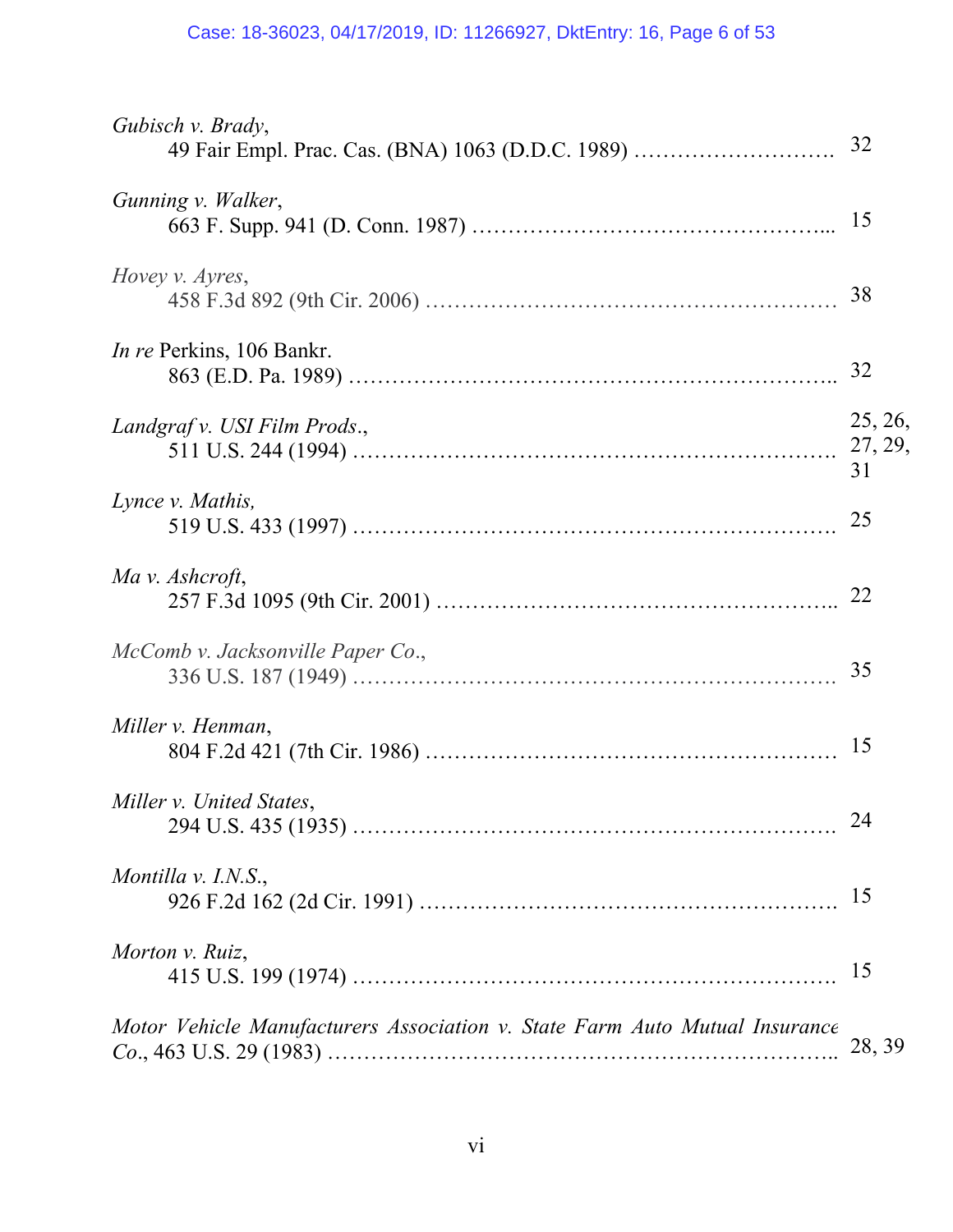*Gubisch v. Brady*,
49 Fair Empl. Prac. Cas. (BNA) 1063 (D.D.C. 1989) ………………………. 32

*Gunning v. Walker*,
663 F. Supp. 941 (D. Conn. 1987) ……………………………………….... 15

*Hovey v. Ayres*,
458 F.3d 892 (9th Cir. 2006) ………………………………………………. 38

*In re* Perkins, 106 Bankr.
863 (E.D. Pa. 1989) ……………………………………………………….. 32

*Landgraf v. USI Film Prods*.,
511 U.S. 244 (1994) ………………………………………………………. 25, 26, 27, 29, 31

*Lynce v. Mathis,*
519 U.S. 433 (1997) ………………………………………………………. 25

*Ma v. Ashcroft*,
257 F.3d 1095 (9th Cir. 2001) …………………………………………….. 22

*McComb v. Jacksonville Paper Co*.,
336 U.S. 187 (1949) ………………………………………………………. 35

*Miller v. Henman*,
804 F.2d 421 (7th Cir. 1986) ………………………………………………. 15

*Miller v. United States*,
294 U.S. 435 (1935) ………………………………………………………. 24

*Montilla v. I.N.S*.,
926 F.2d 162 (2d Cir. 1991) ………………………………………………. 15

*Morton v. Ruiz*,
415 U.S. 199 (1974) ………………………………………………………. 15

*Motor Vehicle Manufacturers Association v. State Farm Auto Mutual Insurance Co*., 463 U.S. 29 (1983) ……………………………………………………….. 28, 39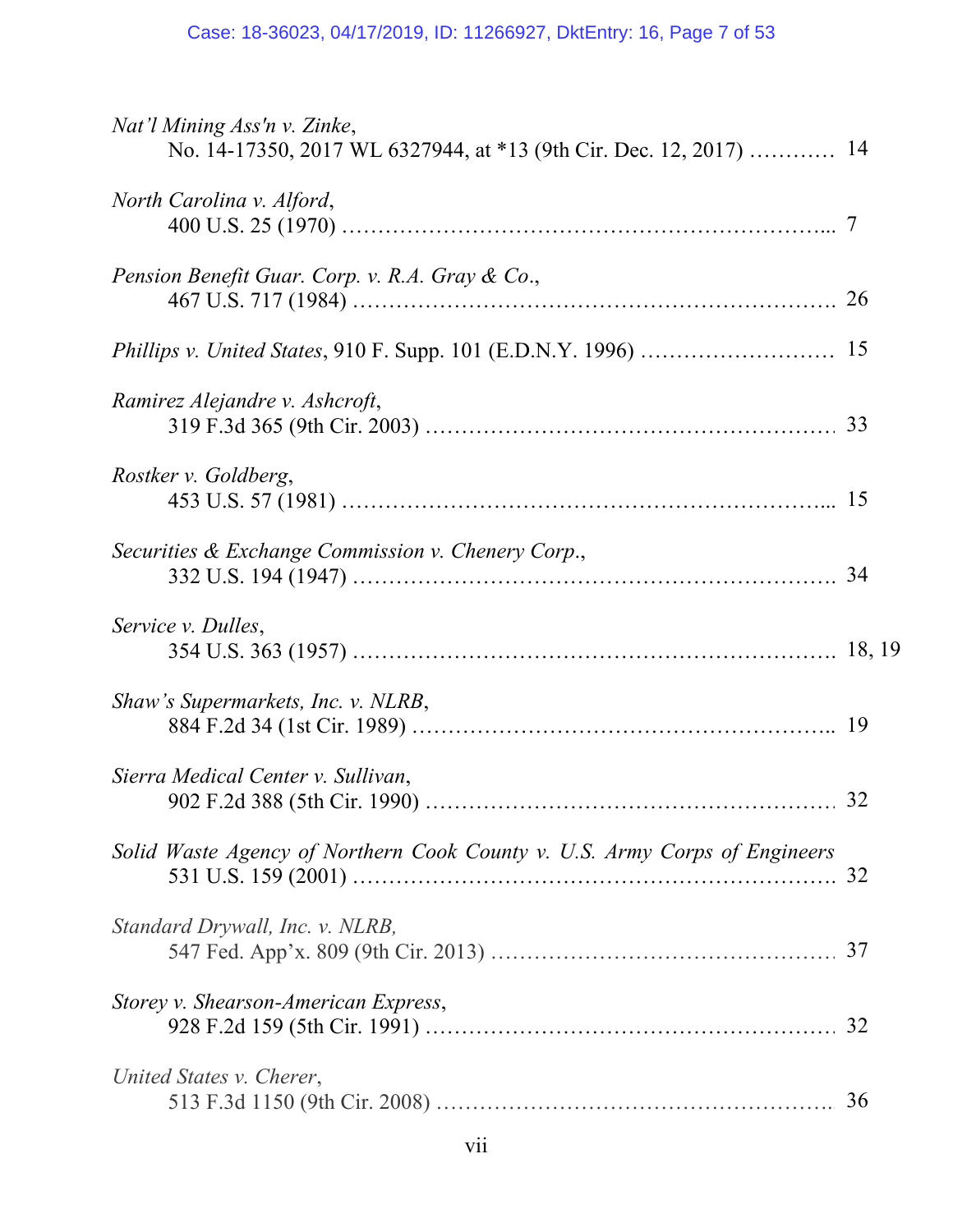*Nat'l Mining Ass'n v. Zinke*,
No. 14-17350, 2017 WL 6327944, at *13 (9th Cir. Dec. 12, 2017) ………… 14

*North Carolina v. Alford*,
400 U.S. 25 (1970) …………………………………………………………... 7

*Pension Benefit Guar. Corp. v. R.A. Gray & Co.*,
467 U.S. 717 (1984) …………………………………………………………. 26

*Phillips v. United States*, 910 F. Supp. 101 (E.D.N.Y. 1996) ……………………… 15

*Ramirez Alejandre v. Ashcroft*,
319 F.3d 365 (9th Cir. 2003) ………………………………………………… 33

*Rostker v. Goldberg*,
453 U.S. 57 (1981) …………………………………………………………... 15

*Securities & Exchange Commission v. Chenery Corp.*,
332 U.S. 194 (1947) …………………………………………………………. 34

*Service v. Dulles*,
354 U.S. 363 (1957) …………………………………………………………. 18, 19

*Shaw's Supermarkets, Inc. v. NLRB*,
884 F.2d 34 (1st Cir. 1989) ………………………………………………….. 19

*Sierra Medical Center v. Sullivan*,
902 F.2d 388 (5th Cir. 1990) ………………………………………………… 32

*Solid Waste Agency of Northern Cook County v. U.S. Army Corps of Engineers*
531 U.S. 159 (2001) …………………………………………………………. 32

*Standard Drywall, Inc. v. NLRB,*
547 Fed. App'x. 809 (9th Cir. 2013) ………………………………………… 37

*Storey v. Shearson-American Express*,
928 F.2d 159 (5th Cir. 1991) ………………………………………………… 32

*United States v. Cherer*,
513 F.3d 1150 (9th Cir. 2008) ………………………………………………. 36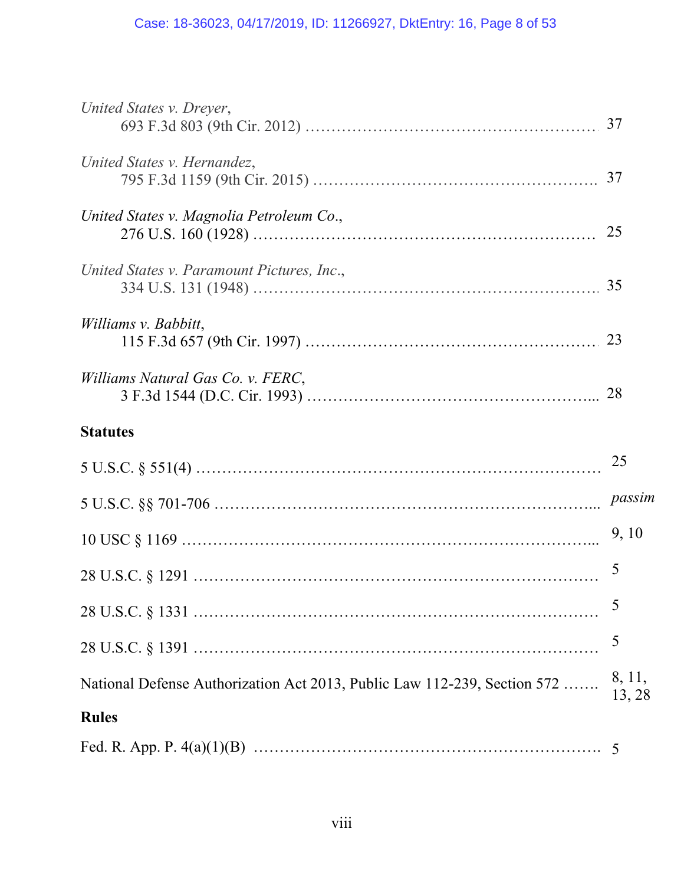*United States v. Dreyer*,
693 F.3d 803 (9th Cir. 2012) ........................................................ 37

*United States v. Hernandez*,
795 F.3d 1159 (9th Cir. 2015) ...................................................... 37

*United States v. Magnolia Petroleum Co.*,
276 U.S. 160 (1928) ....................................................................... 25

*United States v. Paramount Pictures, Inc.*,
334 U.S. 131 (1948) ....................................................................... 35

*Williams v. Babbitt*,
115 F.3d 657 (9th Cir. 1997) ........................................................ 23

*Williams Natural Gas Co. v. FERC*,
3 F.3d 1544 (D.C. Cir. 1993) ........................................................ 28

**Statutes**

5 U.S.C. § 551(4) ................................................................................ 25

5 U.S.C. §§ 701-706 ............................................................................ *passim*

10 USC § 1169 ..................................................................................... 9, 10

28 U.S.C. § 1291 ................................................................................. 5

28 U.S.C. § 1331 ................................................................................. 5

28 U.S.C. § 1391 ................................................................................. 5

National Defense Authorization Act 2013, Public Law 112-239, Section 572 ....... 8, 11, 13, 28

**Rules**

Fed. R. App. P. 4(a)(1)(B) ................................................................ 5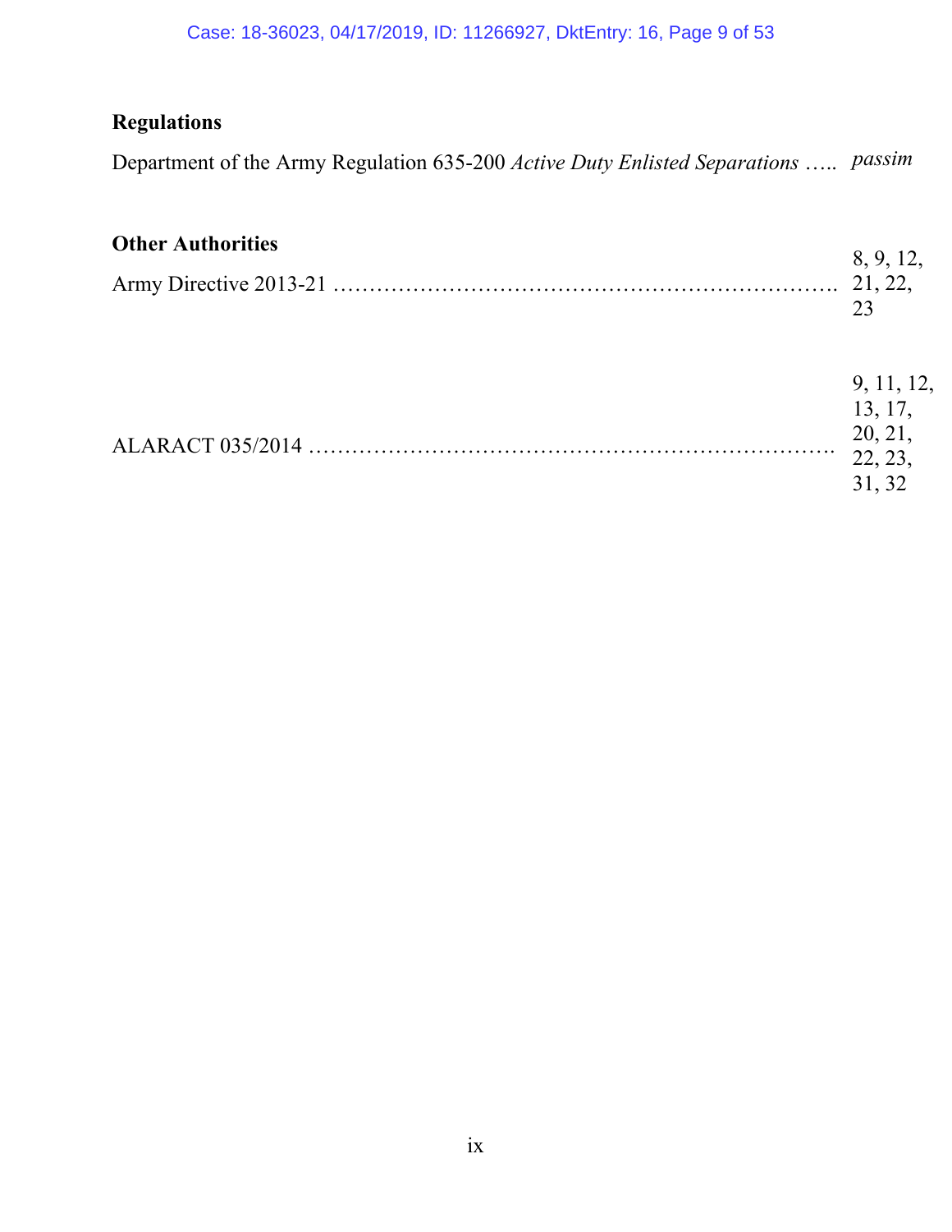**Regulations**

Department of the Army Regulation 635-200 *Active Duty Enlisted Separations* ….. *passim*

**Other Authorities**

Army Directive 2013-21 ………………………………………………………. 8, 9, 12, 21, 22, 23

ALARACT 035/2014 …………………………………………………………… 9, 11, 12, 13, 17, 20, 21, 22, 23, 31, 32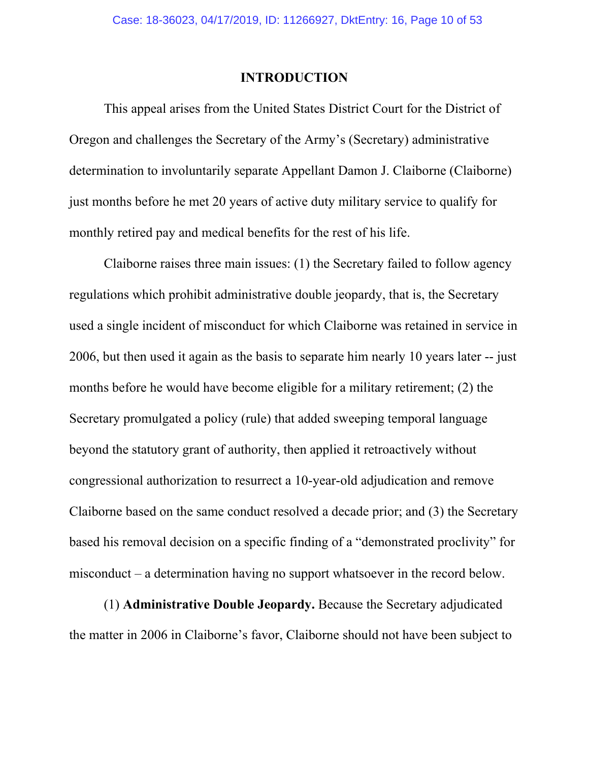## INTRODUCTION

This appeal arises from the United States District Court for the District of Oregon and challenges the Secretary of the Army's (Secretary) administrative determination to involuntarily separate Appellant Damon J. Claiborne (Claiborne) just months before he met 20 years of active duty military service to qualify for monthly retired pay and medical benefits for the rest of his life.

Claiborne raises three main issues: (1) the Secretary failed to follow agency regulations which prohibit administrative double jeopardy, that is, the Secretary used a single incident of misconduct for which Claiborne was retained in service in 2006, but then used it again as the basis to separate him nearly 10 years later -- just months before he would have become eligible for a military retirement; (2) the Secretary promulgated a policy (rule) that added sweeping temporal language beyond the statutory grant of authority, then applied it retroactively without congressional authorization to resurrect a 10-year-old adjudication and remove Claiborne based on the same conduct resolved a decade prior; and (3) the Secretary based his removal decision on a specific finding of a "demonstrated proclivity" for misconduct – a determination having no support whatsoever in the record below.

(1) **Administrative Double Jeopardy.** Because the Secretary adjudicated the matter in 2006 in Claiborne's favor, Claiborne should not have been subject to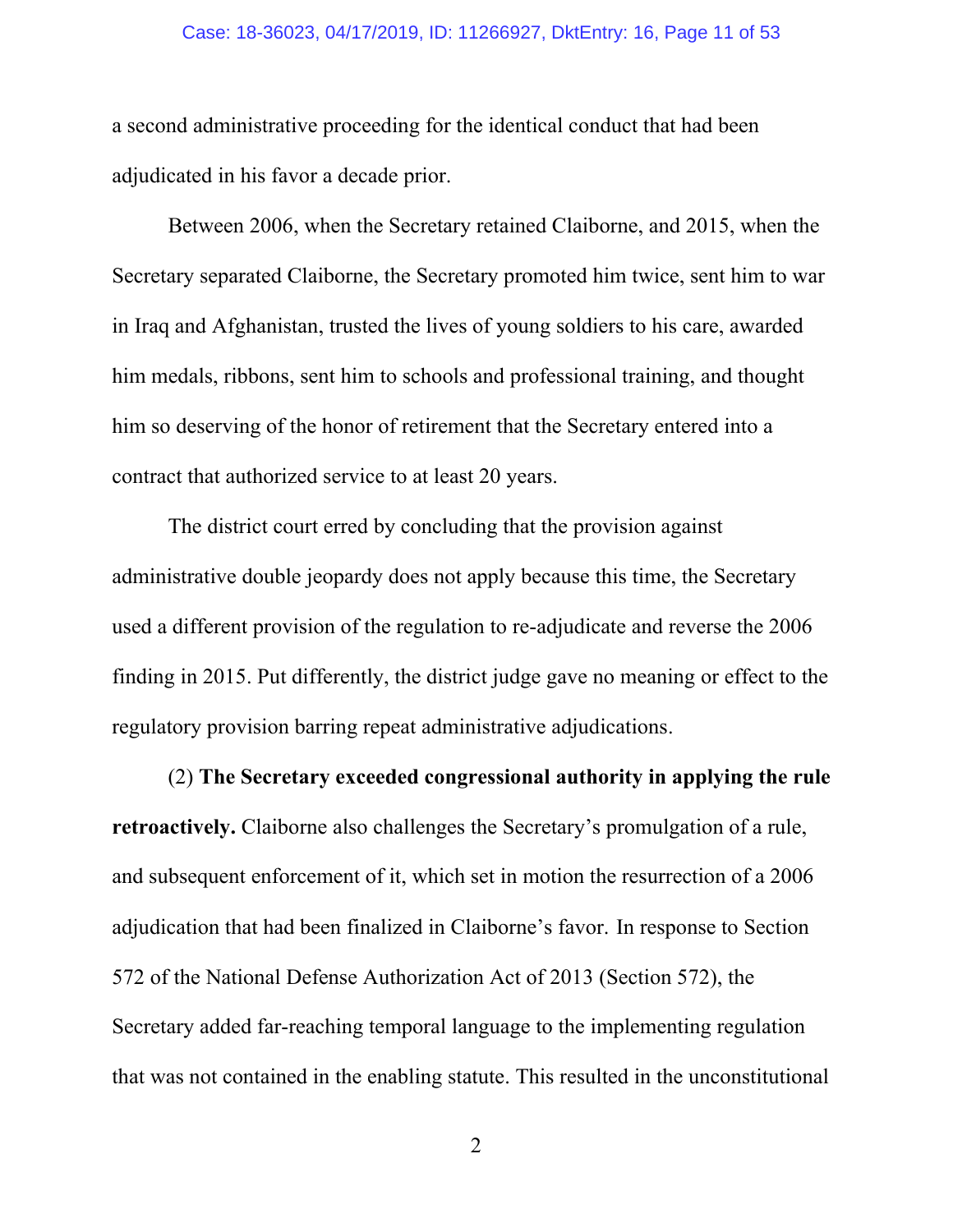a second administrative proceeding for the identical conduct that had been adjudicated in his favor a decade prior.

Between 2006, when the Secretary retained Claiborne, and 2015, when the Secretary separated Claiborne, the Secretary promoted him twice, sent him to war in Iraq and Afghanistan, trusted the lives of young soldiers to his care, awarded him medals, ribbons, sent him to schools and professional training, and thought him so deserving of the honor of retirement that the Secretary entered into a contract that authorized service to at least 20 years.

The district court erred by concluding that the provision against administrative double jeopardy does not apply because this time, the Secretary used a different provision of the regulation to re-adjudicate and reverse the 2006 finding in 2015. Put differently, the district judge gave no meaning or effect to the regulatory provision barring repeat administrative adjudications.

(2) **The Secretary exceeded congressional authority in applying the rule retroactively.** Claiborne also challenges the Secretary's promulgation of a rule, and subsequent enforcement of it, which set in motion the resurrection of a 2006 adjudication that had been finalized in Claiborne's favor. In response to Section 572 of the National Defense Authorization Act of 2013 (Section 572), the Secretary added far-reaching temporal language to the implementing regulation that was not contained in the enabling statute. This resulted in the unconstitutional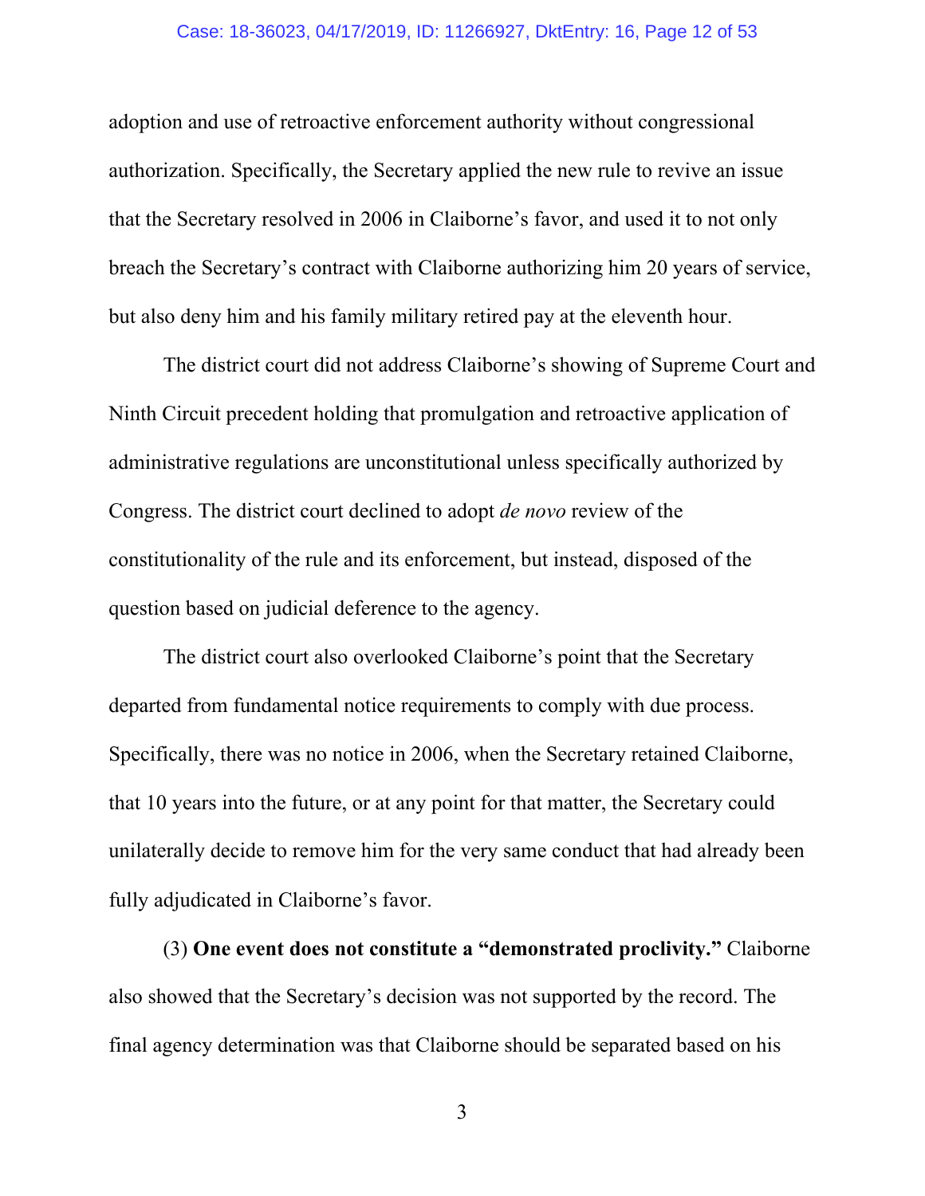adoption and use of retroactive enforcement authority without congressional authorization. Specifically, the Secretary applied the new rule to revive an issue that the Secretary resolved in 2006 in Claiborne's favor, and used it to not only breach the Secretary's contract with Claiborne authorizing him 20 years of service, but also deny him and his family military retired pay at the eleventh hour.

The district court did not address Claiborne's showing of Supreme Court and Ninth Circuit precedent holding that promulgation and retroactive application of administrative regulations are unconstitutional unless specifically authorized by Congress. The district court declined to adopt *de novo* review of the constitutionality of the rule and its enforcement, but instead, disposed of the question based on judicial deference to the agency.

The district court also overlooked Claiborne's point that the Secretary departed from fundamental notice requirements to comply with due process. Specifically, there was no notice in 2006, when the Secretary retained Claiborne, that 10 years into the future, or at any point for that matter, the Secretary could unilaterally decide to remove him for the very same conduct that had already been fully adjudicated in Claiborne's favor.

(3) **One event does not constitute a "demonstrated proclivity."** Claiborne also showed that the Secretary's decision was not supported by the record. The final agency determination was that Claiborne should be separated based on his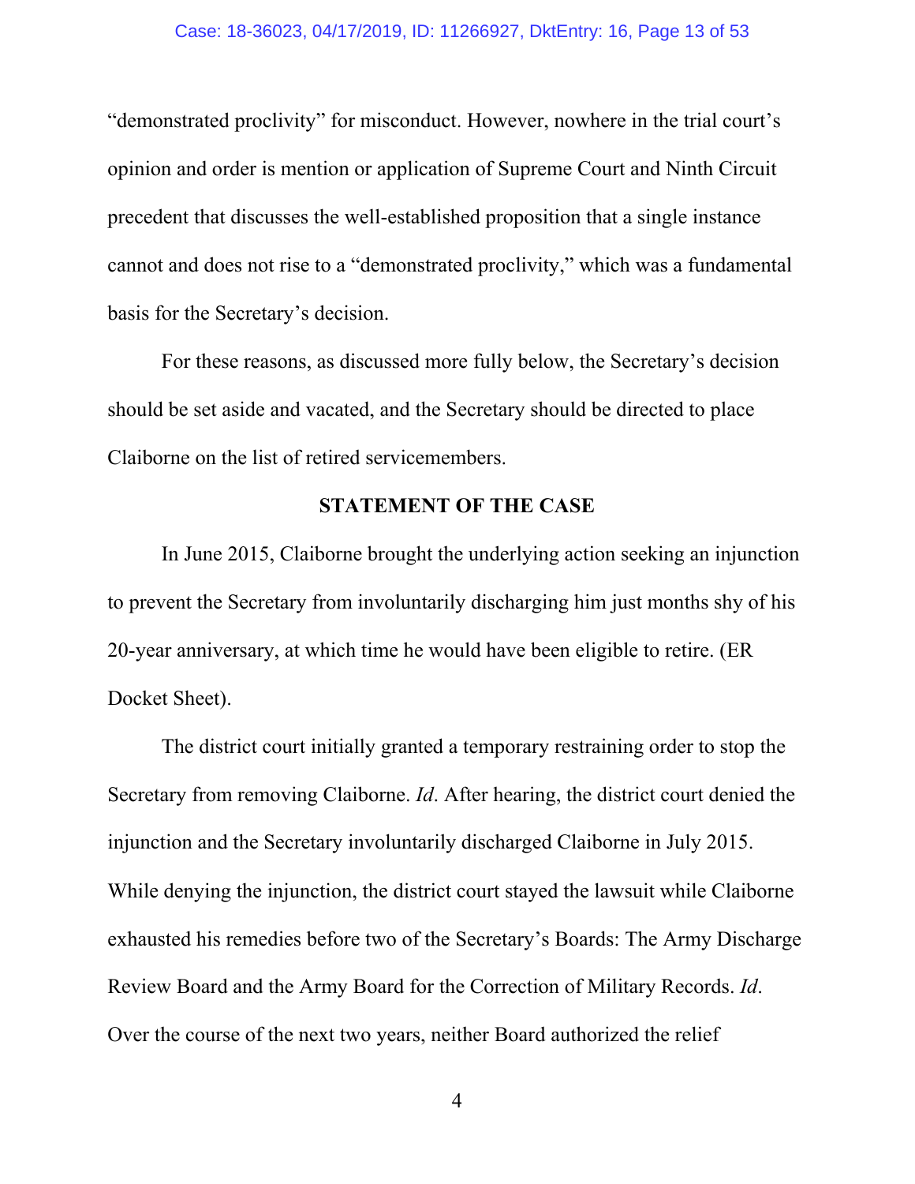"demonstrated proclivity" for misconduct. However, nowhere in the trial court's opinion and order is mention or application of Supreme Court and Ninth Circuit precedent that discusses the well-established proposition that a single instance cannot and does not rise to a "demonstrated proclivity," which was a fundamental basis for the Secretary's decision.

For these reasons, as discussed more fully below, the Secretary's decision should be set aside and vacated, and the Secretary should be directed to place Claiborne on the list of retired servicemembers.

## STATEMENT OF THE CASE

In June 2015, Claiborne brought the underlying action seeking an injunction to prevent the Secretary from involuntarily discharging him just months shy of his 20-year anniversary, at which time he would have been eligible to retire. (ER Docket Sheet).

The district court initially granted a temporary restraining order to stop the Secretary from removing Claiborne. *Id*. After hearing, the district court denied the injunction and the Secretary involuntarily discharged Claiborne in July 2015. While denying the injunction, the district court stayed the lawsuit while Claiborne exhausted his remedies before two of the Secretary's Boards: The Army Discharge Review Board and the Army Board for the Correction of Military Records. *Id*. Over the course of the next two years, neither Board authorized the relief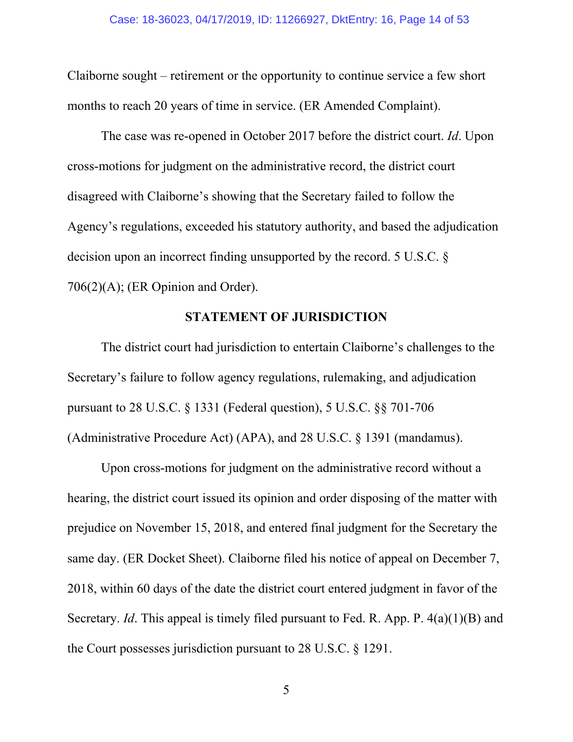Claiborne sought – retirement or the opportunity to continue service a few short months to reach 20 years of time in service. (ER Amended Complaint).

The case was re-opened in October 2017 before the district court. *Id*. Upon cross-motions for judgment on the administrative record, the district court disagreed with Claiborne's showing that the Secretary failed to follow the Agency's regulations, exceeded his statutory authority, and based the adjudication decision upon an incorrect finding unsupported by the record. 5 U.S.C. § 706(2)(A); (ER Opinion and Order).

**STATEMENT OF JURISDICTION**

The district court had jurisdiction to entertain Claiborne's challenges to the Secretary's failure to follow agency regulations, rulemaking, and adjudication pursuant to 28 U.S.C. § 1331 (Federal question), 5 U.S.C. §§ 701-706 (Administrative Procedure Act) (APA), and 28 U.S.C. § 1391 (mandamus).

Upon cross-motions for judgment on the administrative record without a hearing, the district court issued its opinion and order disposing of the matter with prejudice on November 15, 2018, and entered final judgment for the Secretary the same day. (ER Docket Sheet). Claiborne filed his notice of appeal on December 7, 2018, within 60 days of the date the district court entered judgment in favor of the Secretary. *Id*. This appeal is timely filed pursuant to Fed. R. App. P. 4(a)(1)(B) and the Court possesses jurisdiction pursuant to 28 U.S.C. § 1291.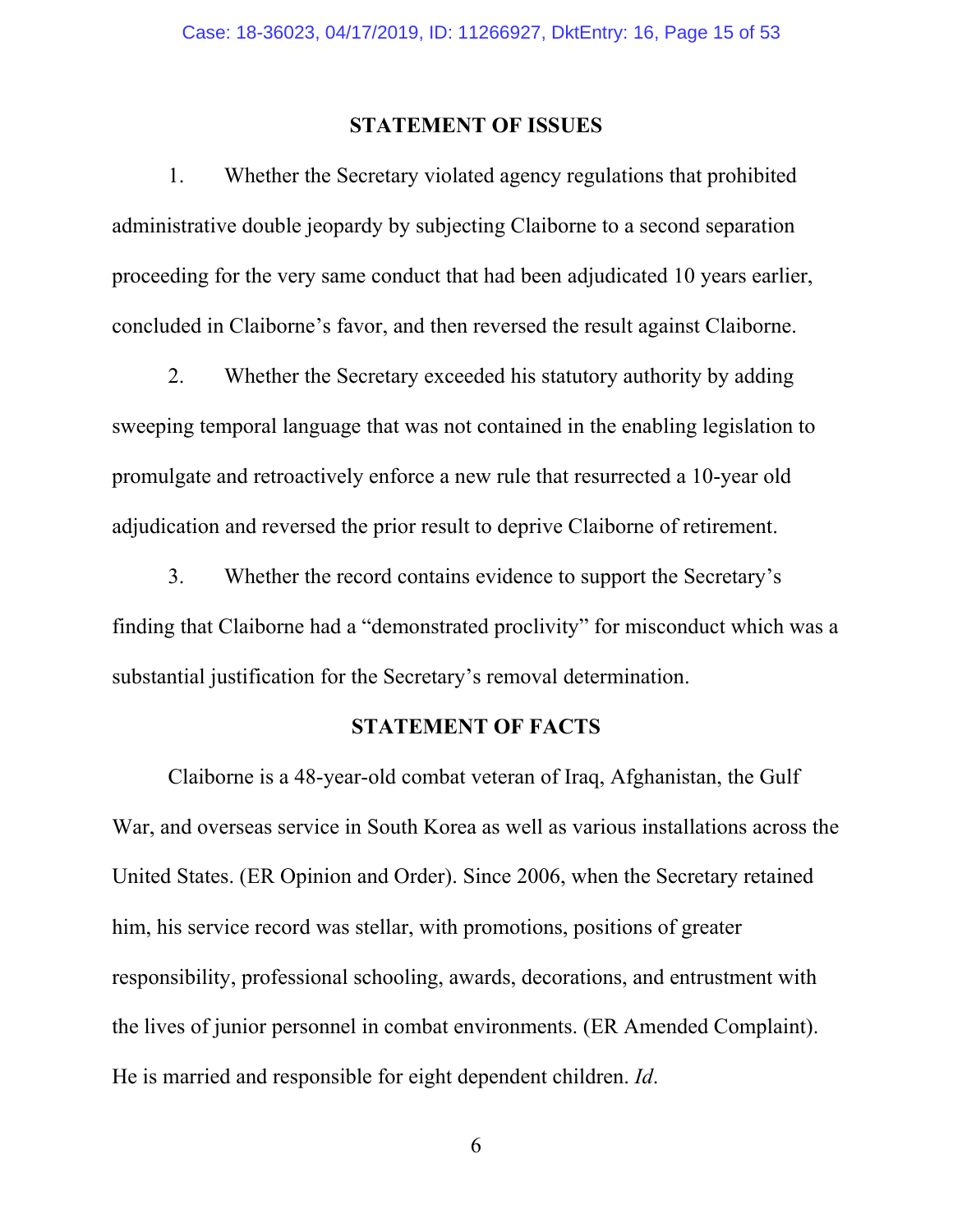## STATEMENT OF ISSUES

1. Whether the Secretary violated agency regulations that prohibited administrative double jeopardy by subjecting Claiborne to a second separation proceeding for the very same conduct that had been adjudicated 10 years earlier, concluded in Claiborne's favor, and then reversed the result against Claiborne.

2. Whether the Secretary exceeded his statutory authority by adding sweeping temporal language that was not contained in the enabling legislation to promulgate and retroactively enforce a new rule that resurrected a 10-year old adjudication and reversed the prior result to deprive Claiborne of retirement.

3. Whether the record contains evidence to support the Secretary's finding that Claiborne had a "demonstrated proclivity" for misconduct which was a substantial justification for the Secretary's removal determination.

## STATEMENT OF FACTS

Claiborne is a 48-year-old combat veteran of Iraq, Afghanistan, the Gulf War, and overseas service in South Korea as well as various installations across the United States. (ER Opinion and Order). Since 2006, when the Secretary retained him, his service record was stellar, with promotions, positions of greater responsibility, professional schooling, awards, decorations, and entrustment with the lives of junior personnel in combat environments. (ER Amended Complaint). He is married and responsible for eight dependent children. *Id*.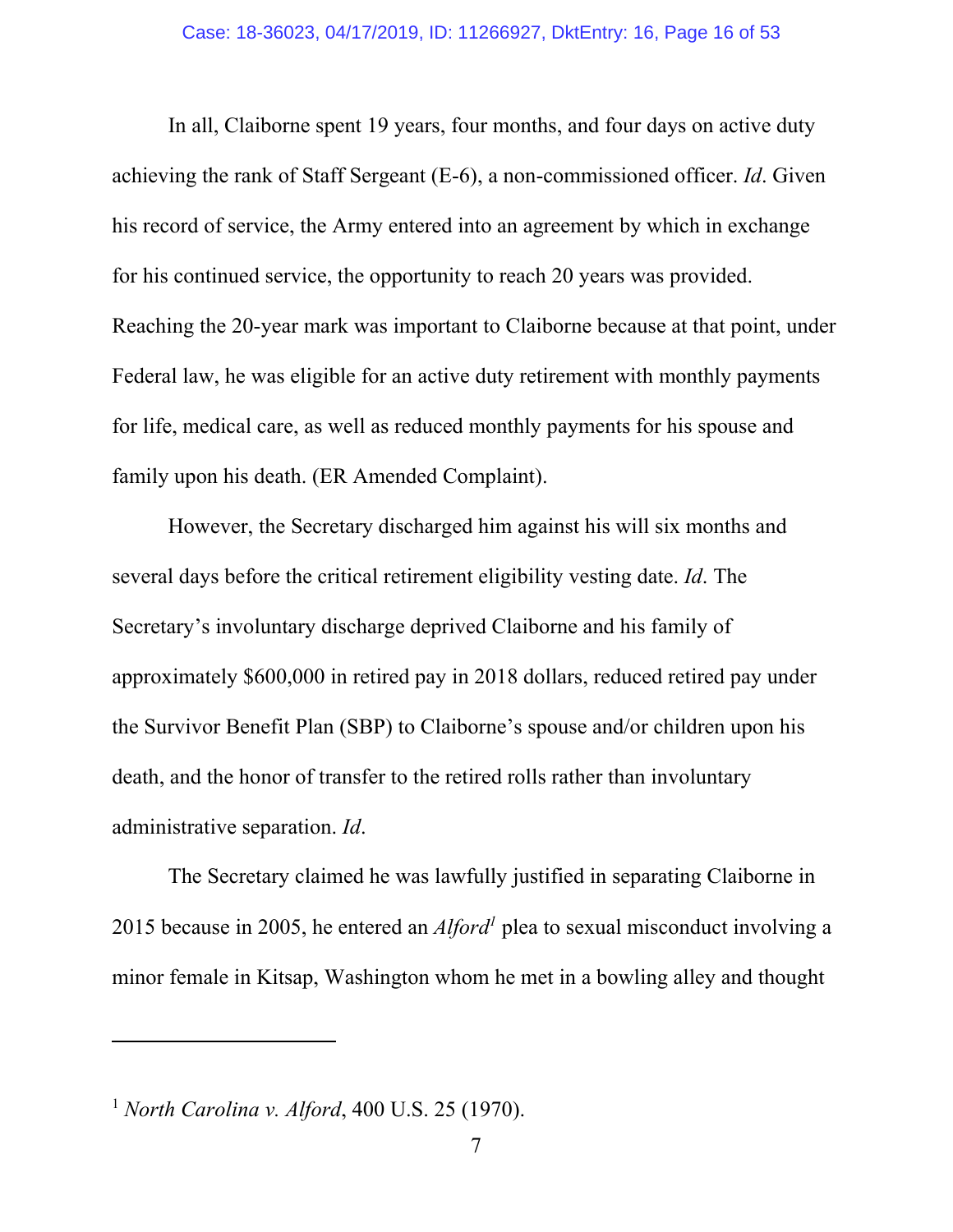In all, Claiborne spent 19 years, four months, and four days on active duty achieving the rank of Staff Sergeant (E-6), a non-commissioned officer. *Id*. Given his record of service, the Army entered into an agreement by which in exchange for his continued service, the opportunity to reach 20 years was provided. Reaching the 20-year mark was important to Claiborne because at that point, under Federal law, he was eligible for an active duty retirement with monthly payments for life, medical care, as well as reduced monthly payments for his spouse and family upon his death. (ER Amended Complaint).

However, the Secretary discharged him against his will six months and several days before the critical retirement eligibility vesting date. *Id*. The Secretary's involuntary discharge deprived Claiborne and his family of approximately $600,000 in retired pay in 2018 dollars, reduced retired pay under the Survivor Benefit Plan (SBP) to Claiborne's spouse and/or children upon his death, and the honor of transfer to the retired rolls rather than involuntary administrative separation. *Id*.

The Secretary claimed he was lawfully justified in separating Claiborne in 2015 because in 2005, he entered an *Alford*[1] plea to sexual misconduct involving a minor female in Kitsap, Washington whom he met in a bowling alley and thought

---

[1] *North Carolina v. Alford*, 400 U.S. 25 (1970).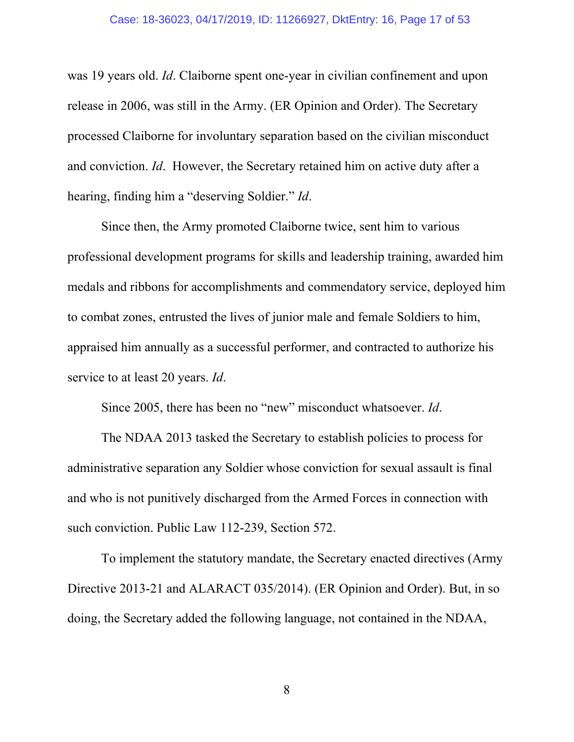was 19 years old. *Id*. Claiborne spent one-year in civilian confinement and upon release in 2006, was still in the Army. (ER Opinion and Order). The Secretary processed Claiborne for involuntary separation based on the civilian misconduct and conviction. *Id*. However, the Secretary retained him on active duty after a hearing, finding him a "deserving Soldier." *Id*.

Since then, the Army promoted Claiborne twice, sent him to various professional development programs for skills and leadership training, awarded him medals and ribbons for accomplishments and commendatory service, deployed him to combat zones, entrusted the lives of junior male and female Soldiers to him, appraised him annually as a successful performer, and contracted to authorize his service to at least 20 years. *Id*.

Since 2005, there has been no "new" misconduct whatsoever. *Id*.

The NDAA 2013 tasked the Secretary to establish policies to process for administrative separation any Soldier whose conviction for sexual assault is final and who is not punitively discharged from the Armed Forces in connection with such conviction. Public Law 112-239, Section 572.

To implement the statutory mandate, the Secretary enacted directives (Army Directive 2013-21 and ALARACT 035/2014). (ER Opinion and Order). But, in so doing, the Secretary added the following language, not contained in the NDAA,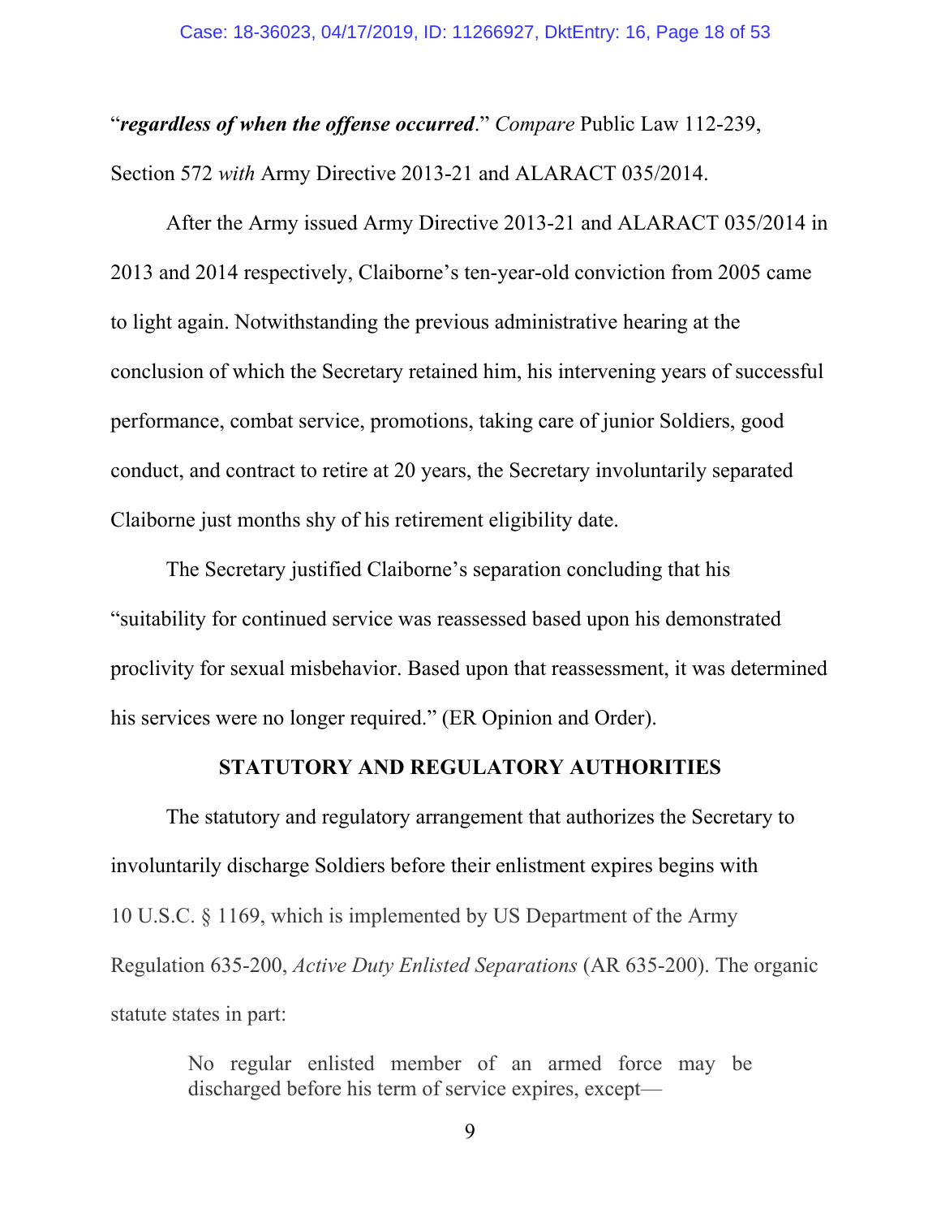"***regardless of when the offense occurred***." *Compare* Public Law 112-239, Section 572 *with* Army Directive 2013-21 and ALARACT 035/2014.

After the Army issued Army Directive 2013-21 and ALARACT 035/2014 in 2013 and 2014 respectively, Claiborne's ten-year-old conviction from 2005 came to light again. Notwithstanding the previous administrative hearing at the conclusion of which the Secretary retained him, his intervening years of successful performance, combat service, promotions, taking care of junior Soldiers, good conduct, and contract to retire at 20 years, the Secretary involuntarily separated Claiborne just months shy of his retirement eligibility date.

The Secretary justified Claiborne's separation concluding that his "suitability for continued service was reassessed based upon his demonstrated proclivity for sexual misbehavior. Based upon that reassessment, it was determined his services were no longer required." (ER Opinion and Order).

## STATUTORY AND REGULATORY AUTHORITIES

The statutory and regulatory arrangement that authorizes the Secretary to involuntarily discharge Soldiers before their enlistment expires begins with 10 U.S.C. § 1169, which is implemented by US Department of the Army Regulation 635-200, *Active Duty Enlisted Separations* (AR 635-200). The organic statute states in part:

> No regular enlisted member of an armed force may be discharged before his term of service expires, except—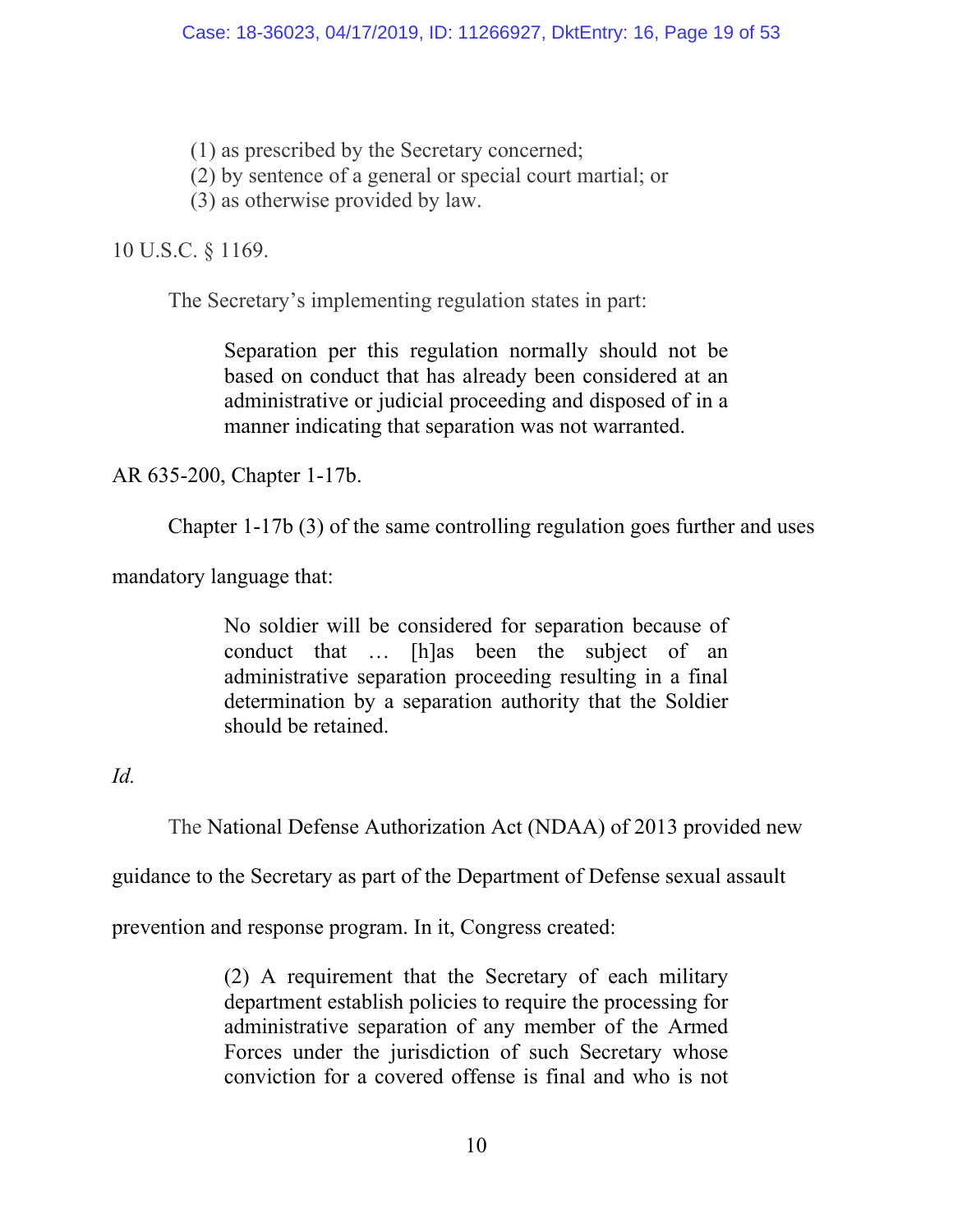(1) as prescribed by the Secretary concerned;
(2) by sentence of a general or special court martial; or
(3) as otherwise provided by law.

10 U.S.C. § 1169.

The Secretary's implementing regulation states in part:

> Separation per this regulation normally should not be based on conduct that has already been considered at an administrative or judicial proceeding and disposed of in a manner indicating that separation was not warranted.

AR 635-200, Chapter 1-17b.

Chapter 1-17b (3) of the same controlling regulation goes further and uses mandatory language that:

> No soldier will be considered for separation because of conduct that … [h]as been the subject of an administrative separation proceeding resulting in a final determination by a separation authority that the Soldier should be retained.

*Id.*

The National Defense Authorization Act (NDAA) of 2013 provided new guidance to the Secretary as part of the Department of Defense sexual assault prevention and response program. In it, Congress created:

> (2) A requirement that the Secretary of each military department establish policies to require the processing for administrative separation of any member of the Armed Forces under the jurisdiction of such Secretary whose conviction for a covered offense is final and who is not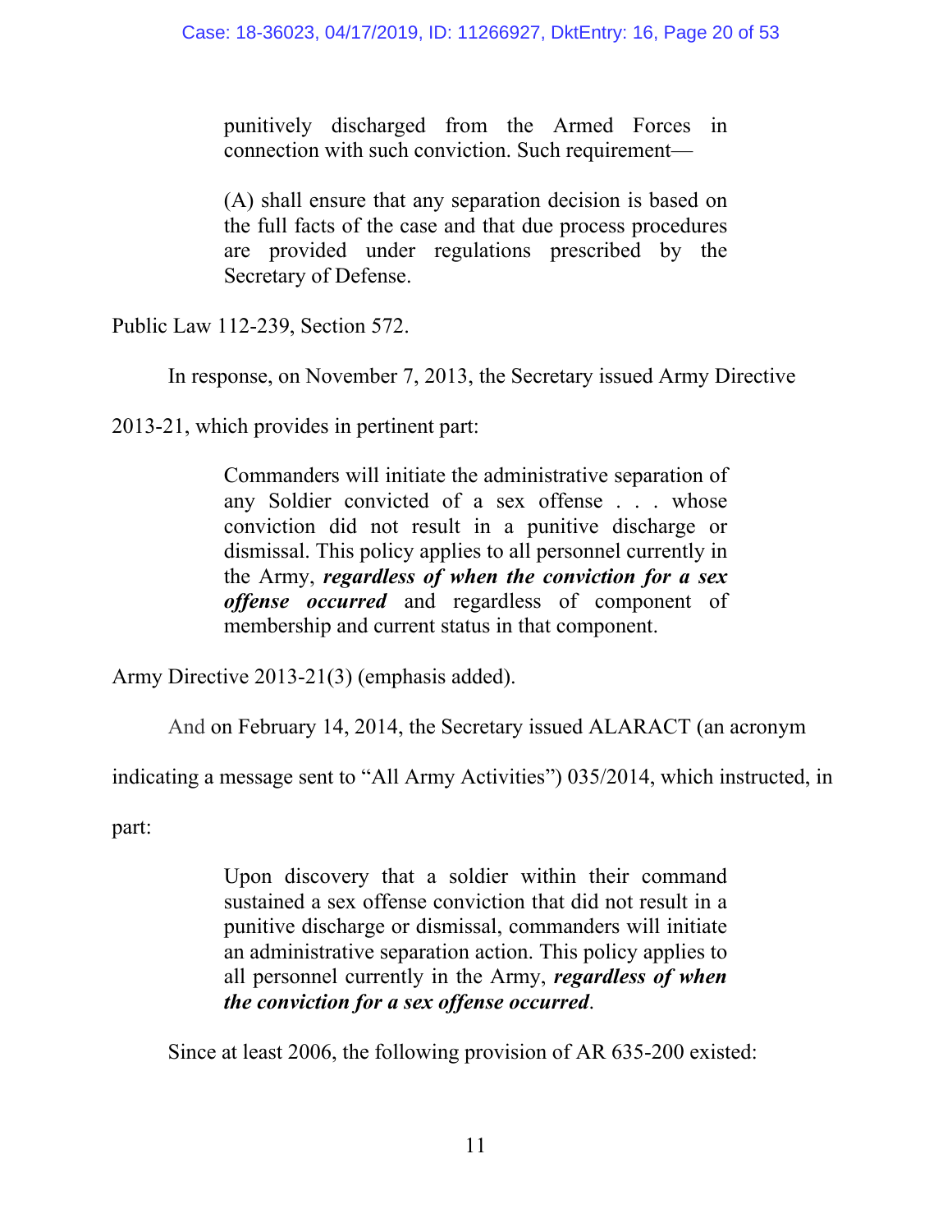> punitively discharged from the Armed Forces in connection with such conviction. Such requirement—
>
> (A) shall ensure that any separation decision is based on the full facts of the case and that due process procedures are provided under regulations prescribed by the Secretary of Defense.

Public Law 112-239, Section 572.

In response, on November 7, 2013, the Secretary issued Army Directive 2013-21, which provides in pertinent part:

> Commanders will initiate the administrative separation of any Soldier convicted of a sex offense . . . whose conviction did not result in a punitive discharge or dismissal. This policy applies to all personnel currently in the Army, ***regardless of when the conviction for a sex offense occurred*** and regardless of component of membership and current status in that component.

Army Directive 2013-21(3) (emphasis added).

And on February 14, 2014, the Secretary issued ALARACT (an acronym indicating a message sent to "All Army Activities") 035/2014, which instructed, in part:

> Upon discovery that a soldier within their command sustained a sex offense conviction that did not result in a punitive discharge or dismissal, commanders will initiate an administrative separation action. This policy applies to all personnel currently in the Army, ***regardless of when the conviction for a sex offense occurred***.

Since at least 2006, the following provision of AR 635-200 existed: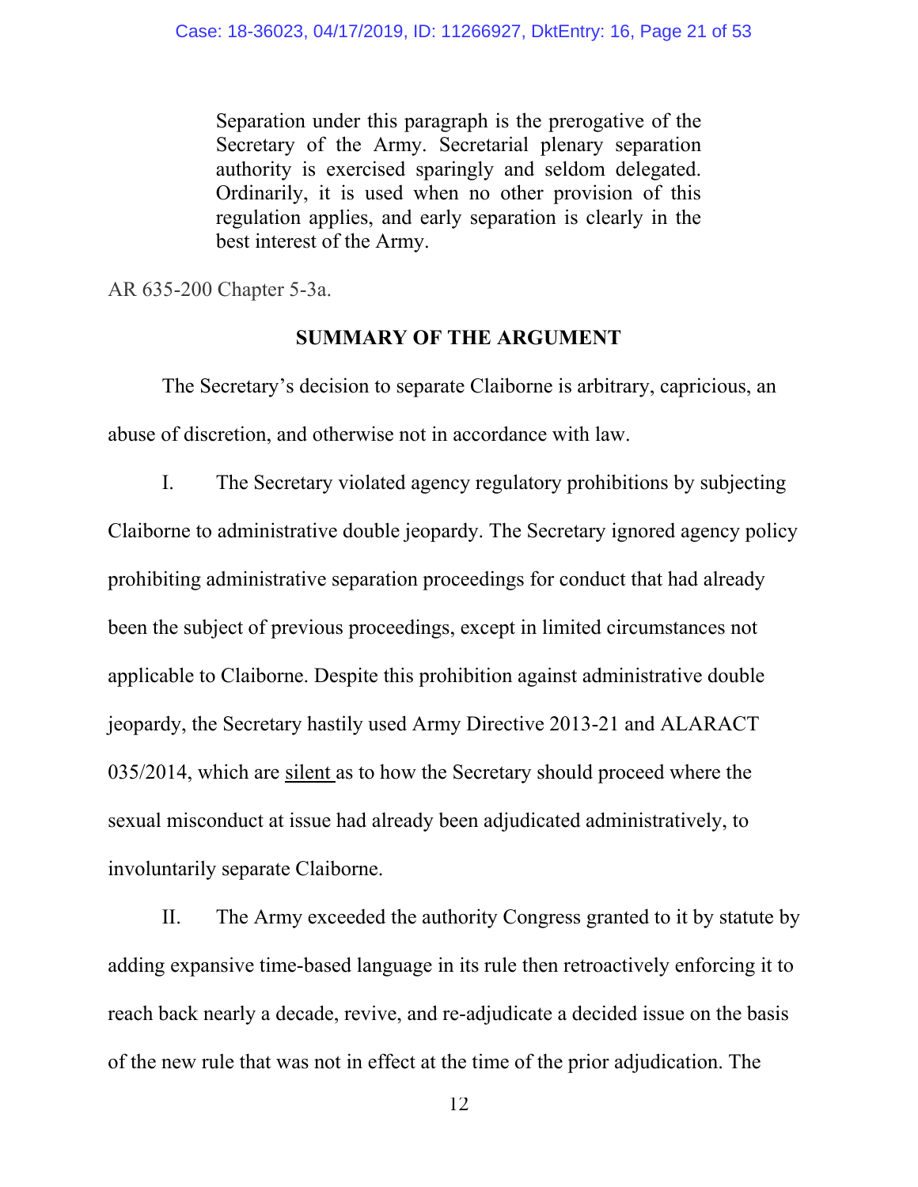> Separation under this paragraph is the prerogative of the Secretary of the Army. Secretarial plenary separation authority is exercised sparingly and seldom delegated. Ordinarily, it is used when no other provision of this regulation applies, and early separation is clearly in the best interest of the Army.

AR 635-200 Chapter 5-3a.

## SUMMARY OF THE ARGUMENT

The Secretary's decision to separate Claiborne is arbitrary, capricious, an abuse of discretion, and otherwise not in accordance with law.

I. The Secretary violated agency regulatory prohibitions by subjecting Claiborne to administrative double jeopardy. The Secretary ignored agency policy prohibiting administrative separation proceedings for conduct that had already been the subject of previous proceedings, except in limited circumstances not applicable to Claiborne. Despite this prohibition against administrative double jeopardy, the Secretary hastily used Army Directive 2013-21 and ALARACT 035/2014, which are <u>silent</u> as to how the Secretary should proceed where the sexual misconduct at issue had already been adjudicated administratively, to involuntarily separate Claiborne.

II. The Army exceeded the authority Congress granted to it by statute by adding expansive time-based language in its rule then retroactively enforcing it to reach back nearly a decade, revive, and re-adjudicate a decided issue on the basis of the new rule that was not in effect at the time of the prior adjudication. The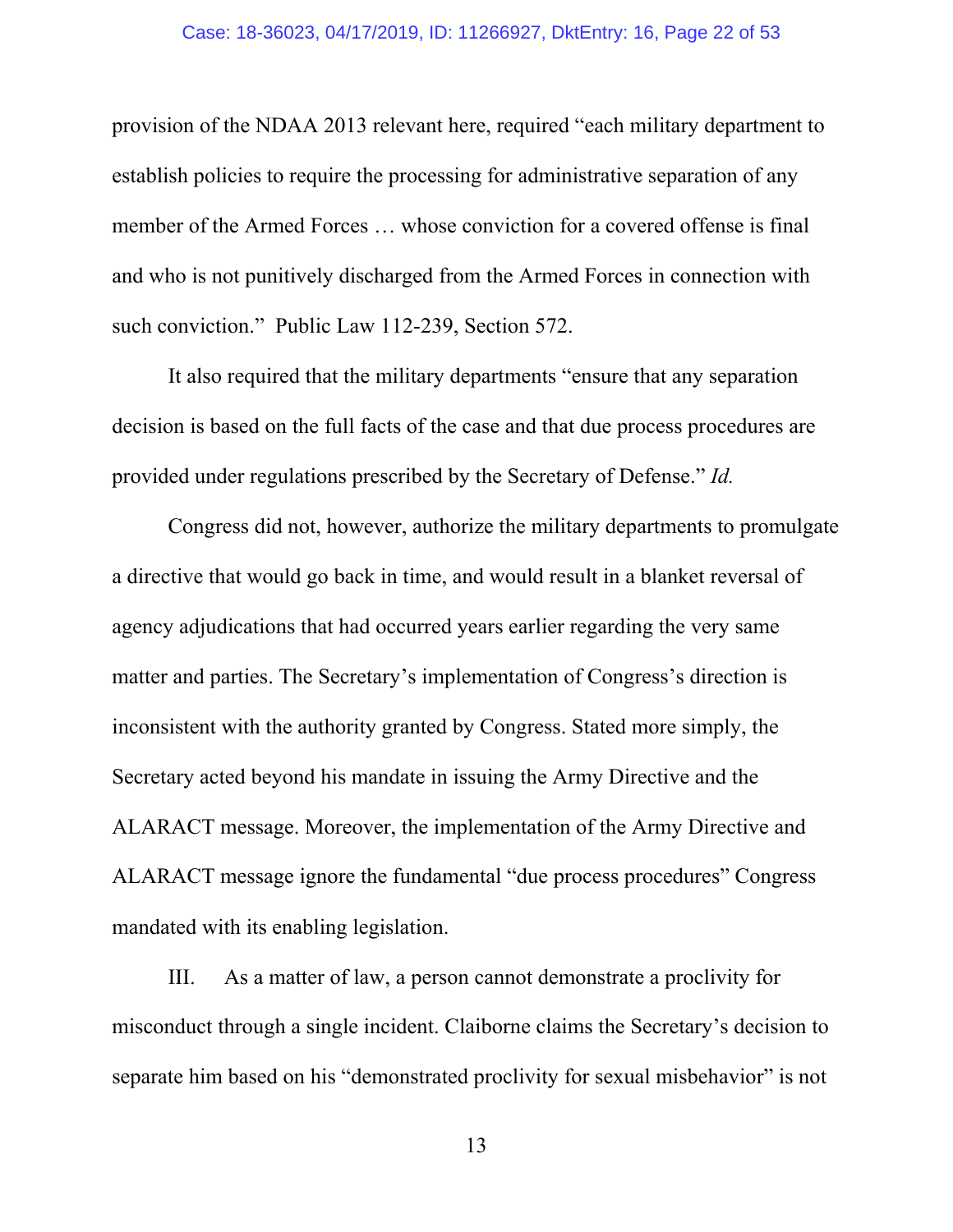provision of the NDAA 2013 relevant here, required "each military department to establish policies to require the processing for administrative separation of any member of the Armed Forces … whose conviction for a covered offense is final and who is not punitively discharged from the Armed Forces in connection with such conviction." Public Law 112-239, Section 572.

It also required that the military departments "ensure that any separation decision is based on the full facts of the case and that due process procedures are provided under regulations prescribed by the Secretary of Defense." *Id.*

Congress did not, however, authorize the military departments to promulgate a directive that would go back in time, and would result in a blanket reversal of agency adjudications that had occurred years earlier regarding the very same matter and parties. The Secretary's implementation of Congress's direction is inconsistent with the authority granted by Congress. Stated more simply, the Secretary acted beyond his mandate in issuing the Army Directive and the ALARACT message. Moreover, the implementation of the Army Directive and ALARACT message ignore the fundamental "due process procedures" Congress mandated with its enabling legislation.

III. As a matter of law, a person cannot demonstrate a proclivity for misconduct through a single incident. Claiborne claims the Secretary's decision to separate him based on his "demonstrated proclivity for sexual misbehavior" is not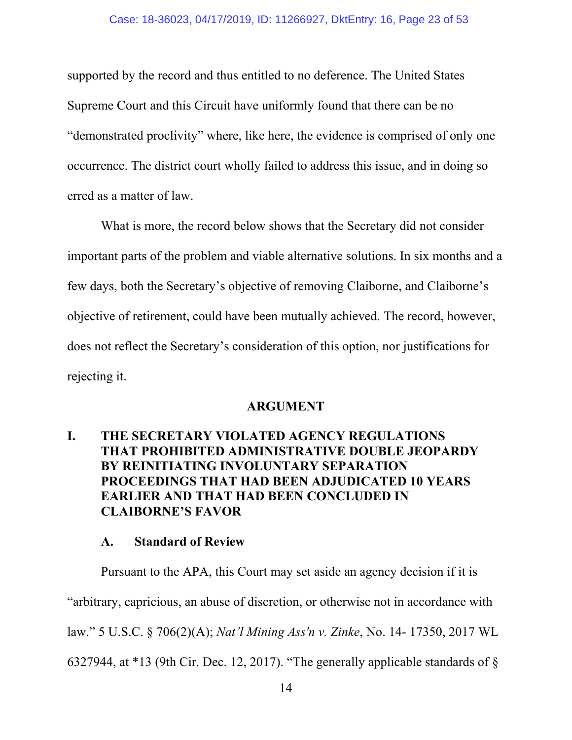supported by the record and thus entitled to no deference. The United States Supreme Court and this Circuit have uniformly found that there can be no "demonstrated proclivity" where, like here, the evidence is comprised of only one occurrence. The district court wholly failed to address this issue, and in doing so erred as a matter of law.

What is more, the record below shows that the Secretary did not consider important parts of the problem and viable alternative solutions. In six months and a few days, both the Secretary's objective of removing Claiborne, and Claiborne's objective of retirement, could have been mutually achieved. The record, however, does not reflect the Secretary's consideration of this option, nor justifications for rejecting it.

## ARGUMENT

### I. THE SECRETARY VIOLATED AGENCY REGULATIONS THAT PROHIBITED ADMINISTRATIVE DOUBLE JEOPARDY BY REINITIATING INVOLUNTARY SEPARATION PROCEEDINGS THAT HAD BEEN ADJUDICATED 10 YEARS EARLIER AND THAT HAD BEEN CONCLUDED IN CLAIBORNE'S FAVOR

#### A. Standard of Review

Pursuant to the APA, this Court may set aside an agency decision if it is "arbitrary, capricious, an abuse of discretion, or otherwise not in accordance with law." 5 U.S.C. § 706(2)(A); *Nat'l Mining Ass'n v. Zinke*, No. 14- 17350, 2017 WL 6327944, at *13 (9th Cir. Dec. 12, 2017). "The generally applicable standards of §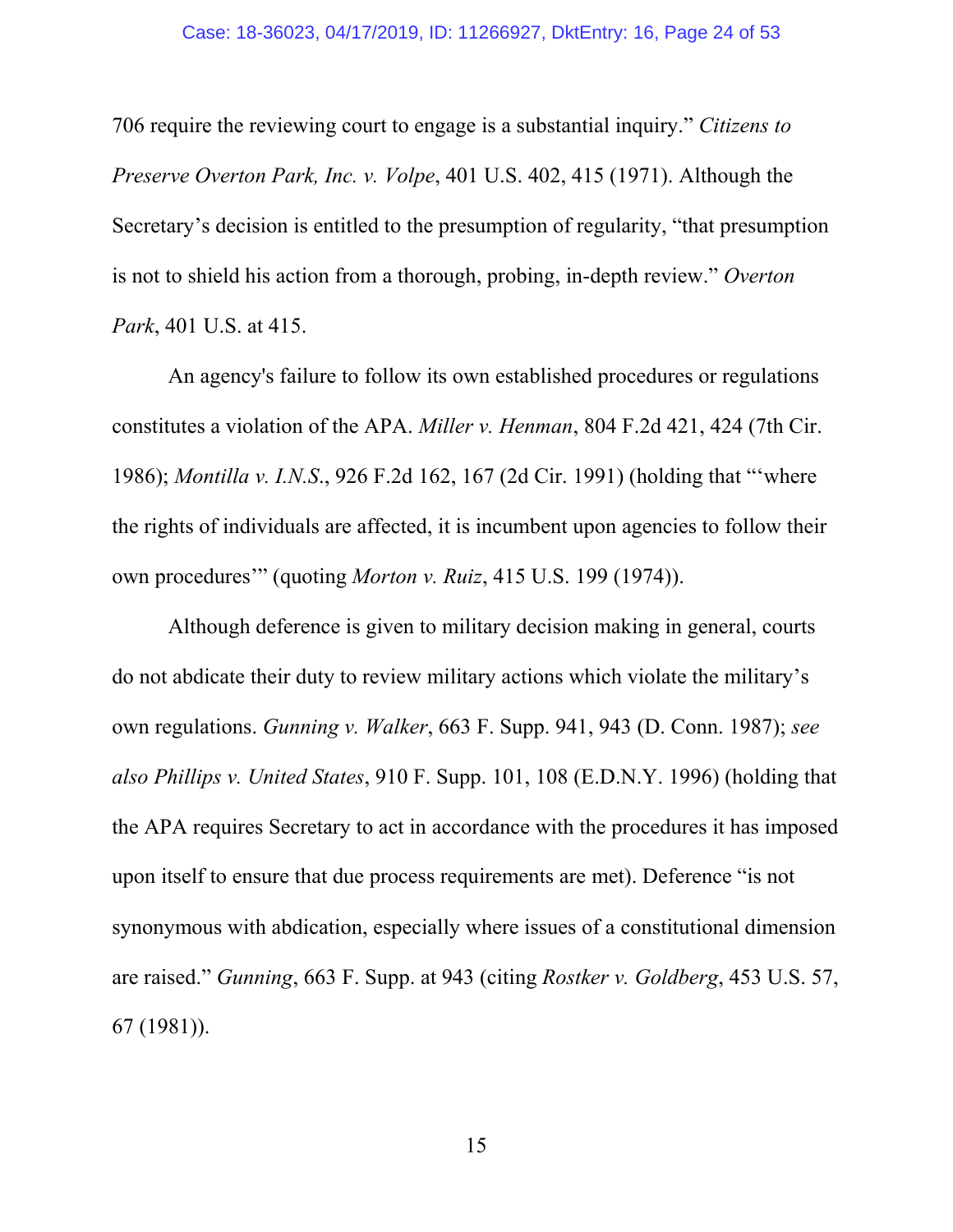706 require the reviewing court to engage is a substantial inquiry." *Citizens to Preserve Overton Park, Inc. v. Volpe*, 401 U.S. 402, 415 (1971). Although the Secretary's decision is entitled to the presumption of regularity, "that presumption is not to shield his action from a thorough, probing, in-depth review." *Overton Park*, 401 U.S. at 415.

An agency's failure to follow its own established procedures or regulations constitutes a violation of the APA. *Miller v. Henman*, 804 F.2d 421, 424 (7th Cir. 1986); *Montilla v. I.N.S.*, 926 F.2d 162, 167 (2d Cir. 1991) (holding that "'where the rights of individuals are affected, it is incumbent upon agencies to follow their own procedures'" (quoting *Morton v. Ruiz*, 415 U.S. 199 (1974)).

Although deference is given to military decision making in general, courts do not abdicate their duty to review military actions which violate the military's own regulations. *Gunning v. Walker*, 663 F. Supp. 941, 943 (D. Conn. 1987); *see also Phillips v. United States*, 910 F. Supp. 101, 108 (E.D.N.Y. 1996) (holding that the APA requires Secretary to act in accordance with the procedures it has imposed upon itself to ensure that due process requirements are met). Deference "is not synonymous with abdication, especially where issues of a constitutional dimension are raised." *Gunning*, 663 F. Supp. at 943 (citing *Rostker v. Goldberg*, 453 U.S. 57, 67 (1981)).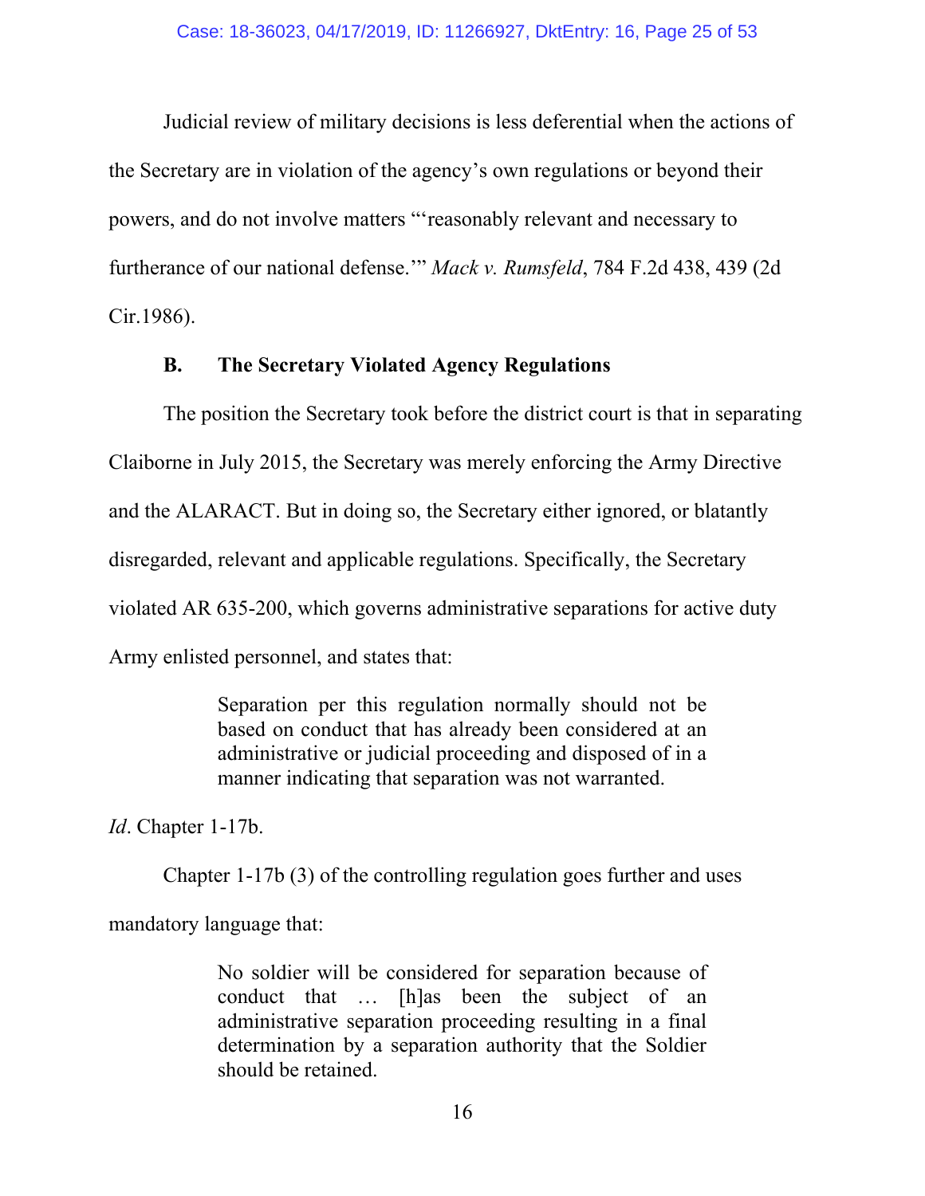Judicial review of military decisions is less deferential when the actions of the Secretary are in violation of the agency's own regulations or beyond their powers, and do not involve matters "'reasonably relevant and necessary to furtherance of our national defense.'" *Mack v. Rumsfeld*, 784 F.2d 438, 439 (2d Cir.1986).

### B. The Secretary Violated Agency Regulations

The position the Secretary took before the district court is that in separating Claiborne in July 2015, the Secretary was merely enforcing the Army Directive and the ALARACT. But in doing so, the Secretary either ignored, or blatantly disregarded, relevant and applicable regulations. Specifically, the Secretary violated AR 635-200, which governs administrative separations for active duty Army enlisted personnel, and states that:

> Separation per this regulation normally should not be based on conduct that has already been considered at an administrative or judicial proceeding and disposed of in a manner indicating that separation was not warranted.

*Id*. Chapter 1-17b.

Chapter 1-17b (3) of the controlling regulation goes further and uses mandatory language that:

> No soldier will be considered for separation because of conduct that … [h]as been the subject of an administrative separation proceeding resulting in a final determination by a separation authority that the Soldier should be retained.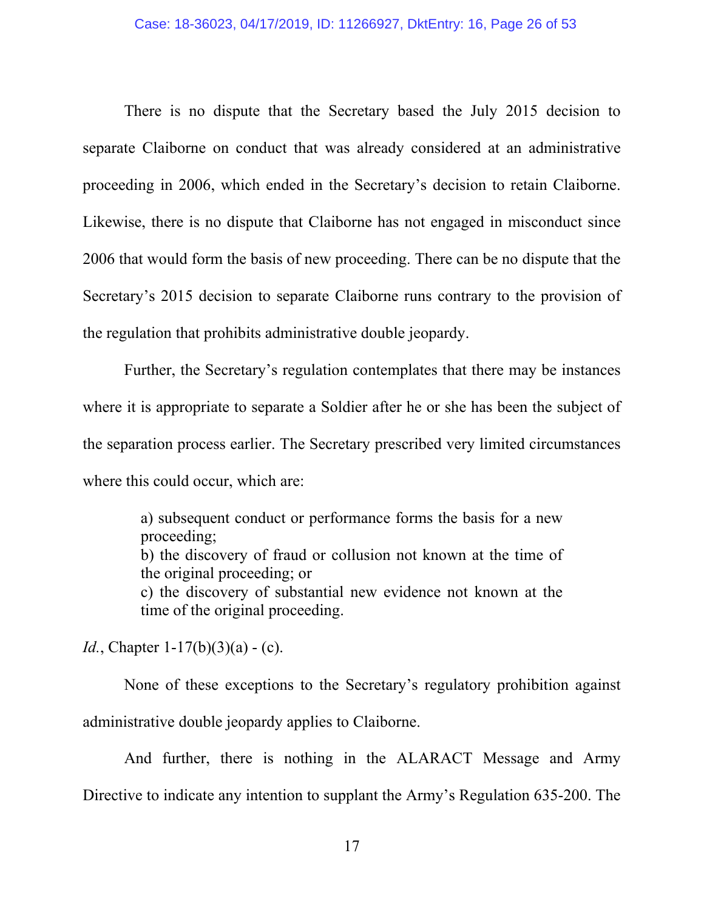There is no dispute that the Secretary based the July 2015 decision to separate Claiborne on conduct that was already considered at an administrative proceeding in 2006, which ended in the Secretary's decision to retain Claiborne. Likewise, there is no dispute that Claiborne has not engaged in misconduct since 2006 that would form the basis of new proceeding. There can be no dispute that the Secretary's 2015 decision to separate Claiborne runs contrary to the provision of the regulation that prohibits administrative double jeopardy.

Further, the Secretary's regulation contemplates that there may be instances where it is appropriate to separate a Soldier after he or she has been the subject of the separation process earlier. The Secretary prescribed very limited circumstances where this could occur, which are:

> a) subsequent conduct or performance forms the basis for a new proceeding;
> b) the discovery of fraud or collusion not known at the time of the original proceeding; or
> c) the discovery of substantial new evidence not known at the time of the original proceeding.

*Id.*, Chapter 1-17(b)(3)(a) - (c).

None of these exceptions to the Secretary's regulatory prohibition against administrative double jeopardy applies to Claiborne.

And further, there is nothing in the ALARACT Message and Army Directive to indicate any intention to supplant the Army's Regulation 635-200. The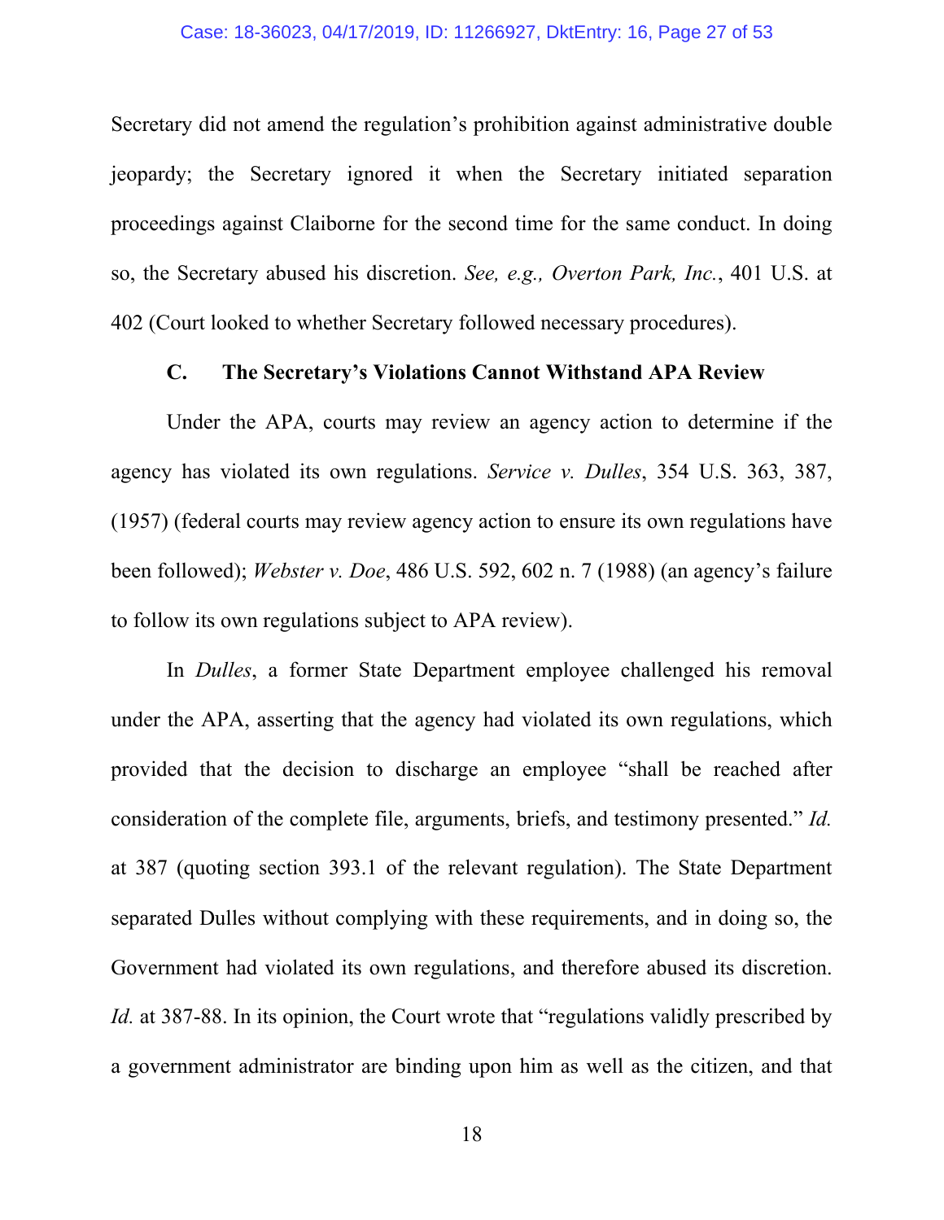Secretary did not amend the regulation's prohibition against administrative double jeopardy; the Secretary ignored it when the Secretary initiated separation proceedings against Claiborne for the second time for the same conduct. In doing so, the Secretary abused his discretion. *See, e.g., Overton Park, Inc.*, 401 U.S. at 402 (Court looked to whether Secretary followed necessary procedures).

### C. The Secretary's Violations Cannot Withstand APA Review

Under the APA, courts may review an agency action to determine if the agency has violated its own regulations. *Service v. Dulles*, 354 U.S. 363, 387, (1957) (federal courts may review agency action to ensure its own regulations have been followed); *Webster v. Doe*, 486 U.S. 592, 602 n. 7 (1988) (an agency's failure to follow its own regulations subject to APA review).

In *Dulles*, a former State Department employee challenged his removal under the APA, asserting that the agency had violated its own regulations, which provided that the decision to discharge an employee "shall be reached after consideration of the complete file, arguments, briefs, and testimony presented." *Id.* at 387 (quoting section 393.1 of the relevant regulation). The State Department separated Dulles without complying with these requirements, and in doing so, the Government had violated its own regulations, and therefore abused its discretion. *Id.* at 387-88. In its opinion, the Court wrote that "regulations validly prescribed by a government administrator are binding upon him as well as the citizen, and that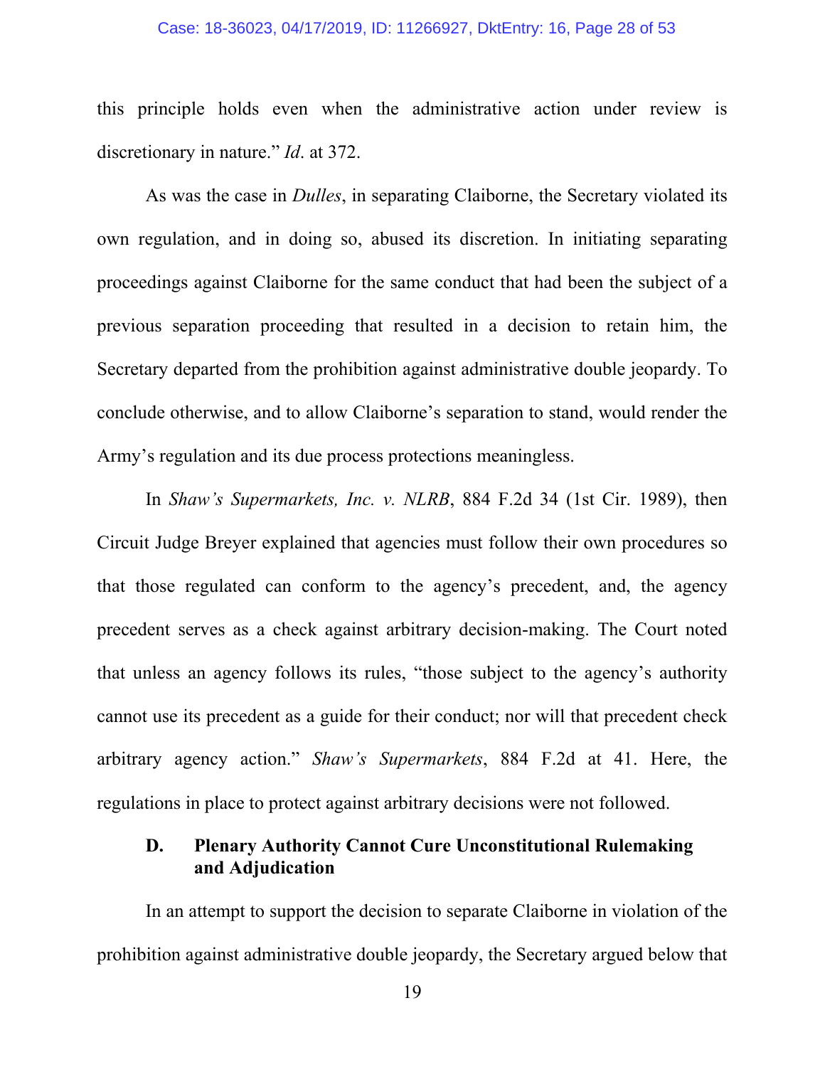this principle holds even when the administrative action under review is discretionary in nature." *Id*. at 372.

As was the case in *Dulles*, in separating Claiborne, the Secretary violated its own regulation, and in doing so, abused its discretion. In initiating separating proceedings against Claiborne for the same conduct that had been the subject of a previous separation proceeding that resulted in a decision to retain him, the Secretary departed from the prohibition against administrative double jeopardy. To conclude otherwise, and to allow Claiborne's separation to stand, would render the Army's regulation and its due process protections meaningless.

In *Shaw's Supermarkets, Inc. v. NLRB*, 884 F.2d 34 (1st Cir. 1989), then Circuit Judge Breyer explained that agencies must follow their own procedures so that those regulated can conform to the agency's precedent, and, the agency precedent serves as a check against arbitrary decision-making. The Court noted that unless an agency follows its rules, "those subject to the agency's authority cannot use its precedent as a guide for their conduct; nor will that precedent check arbitrary agency action." *Shaw's Supermarkets*, 884 F.2d at 41. Here, the regulations in place to protect against arbitrary decisions were not followed.

### D. Plenary Authority Cannot Cure Unconstitutional Rulemaking and Adjudication

In an attempt to support the decision to separate Claiborne in violation of the prohibition against administrative double jeopardy, the Secretary argued below that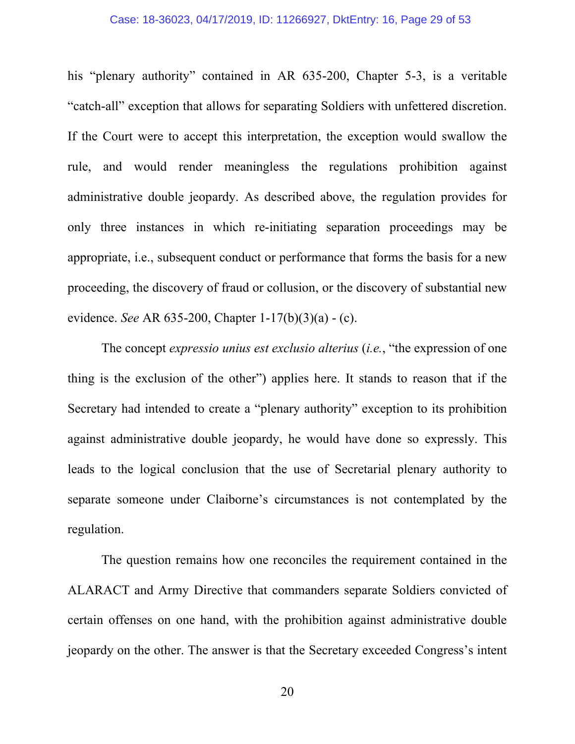his "plenary authority" contained in AR 635-200, Chapter 5-3, is a veritable "catch-all" exception that allows for separating Soldiers with unfettered discretion. If the Court were to accept this interpretation, the exception would swallow the rule, and would render meaningless the regulations prohibition against administrative double jeopardy. As described above, the regulation provides for only three instances in which re-initiating separation proceedings may be appropriate, i.e., subsequent conduct or performance that forms the basis for a new proceeding, the discovery of fraud or collusion, or the discovery of substantial new evidence. *See* AR 635-200, Chapter 1-17(b)(3)(a) - (c).

The concept *expressio unius est exclusio alterius* (*i.e.*, "the expression of one thing is the exclusion of the other") applies here. It stands to reason that if the Secretary had intended to create a "plenary authority" exception to its prohibition against administrative double jeopardy, he would have done so expressly. This leads to the logical conclusion that the use of Secretarial plenary authority to separate someone under Claiborne's circumstances is not contemplated by the regulation.

The question remains how one reconciles the requirement contained in the ALARACT and Army Directive that commanders separate Soldiers convicted of certain offenses on one hand, with the prohibition against administrative double jeopardy on the other. The answer is that the Secretary exceeded Congress's intent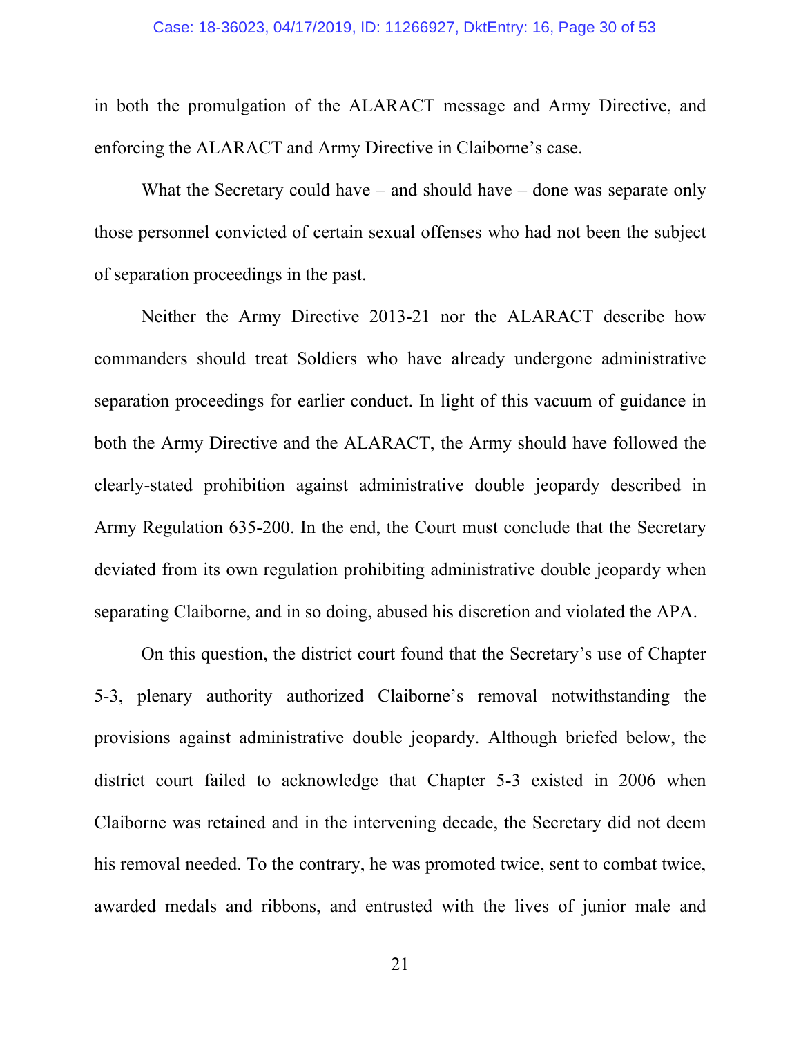in both the promulgation of the ALARACT message and Army Directive, and enforcing the ALARACT and Army Directive in Claiborne's case.

What the Secretary could have – and should have – done was separate only those personnel convicted of certain sexual offenses who had not been the subject of separation proceedings in the past.

Neither the Army Directive 2013-21 nor the ALARACT describe how commanders should treat Soldiers who have already undergone administrative separation proceedings for earlier conduct. In light of this vacuum of guidance in both the Army Directive and the ALARACT, the Army should have followed the clearly-stated prohibition against administrative double jeopardy described in Army Regulation 635-200. In the end, the Court must conclude that the Secretary deviated from its own regulation prohibiting administrative double jeopardy when separating Claiborne, and in so doing, abused his discretion and violated the APA.

On this question, the district court found that the Secretary's use of Chapter 5-3, plenary authority authorized Claiborne's removal notwithstanding the provisions against administrative double jeopardy. Although briefed below, the district court failed to acknowledge that Chapter 5-3 existed in 2006 when Claiborne was retained and in the intervening decade, the Secretary did not deem his removal needed. To the contrary, he was promoted twice, sent to combat twice, awarded medals and ribbons, and entrusted with the lives of junior male and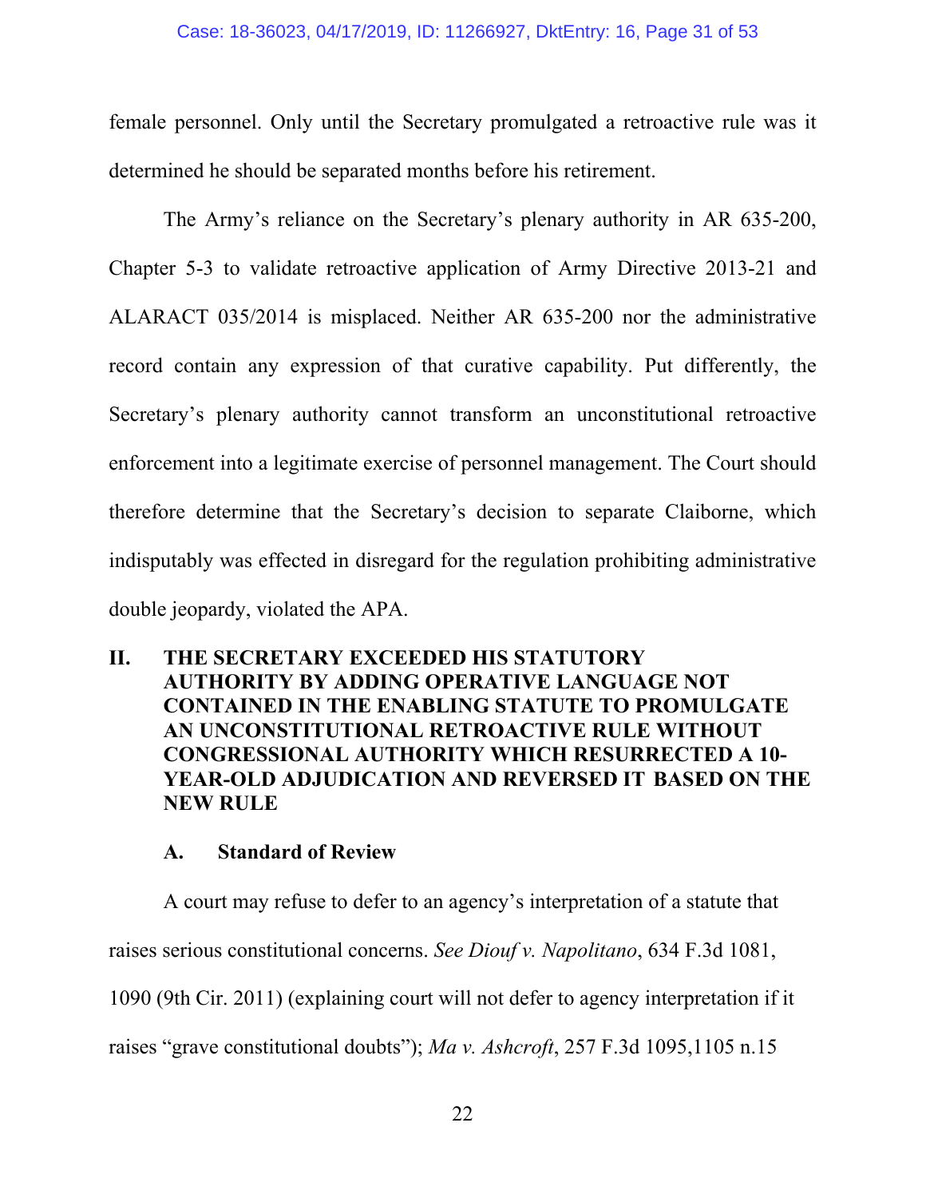female personnel. Only until the Secretary promulgated a retroactive rule was it determined he should be separated months before his retirement.

The Army's reliance on the Secretary's plenary authority in AR 635-200, Chapter 5-3 to validate retroactive application of Army Directive 2013-21 and ALARACT 035/2014 is misplaced. Neither AR 635-200 nor the administrative record contain any expression of that curative capability. Put differently, the Secretary's plenary authority cannot transform an unconstitutional retroactive enforcement into a legitimate exercise of personnel management. The Court should therefore determine that the Secretary's decision to separate Claiborne, which indisputably was effected in disregard for the regulation prohibiting administrative double jeopardy, violated the APA.

## II. THE SECRETARY EXCEEDED HIS STATUTORY AUTHORITY BY ADDING OPERATIVE LANGUAGE NOT CONTAINED IN THE ENABLING STATUTE TO PROMULGATE AN UNCONSTITUTIONAL RETROACTIVE RULE WITHOUT CONGRESSIONAL AUTHORITY WHICH RESURRECTED A 10-YEAR-OLD ADJUDICATION AND REVERSED IT BASED ON THE NEW RULE

### A. Standard of Review

A court may refuse to defer to an agency's interpretation of a statute that raises serious constitutional concerns. *See Diouf v. Napolitano*, 634 F.3d 1081, 1090 (9th Cir. 2011) (explaining court will not defer to agency interpretation if it raises "grave constitutional doubts"); *Ma v. Ashcroft*, 257 F.3d 1095,1105 n.15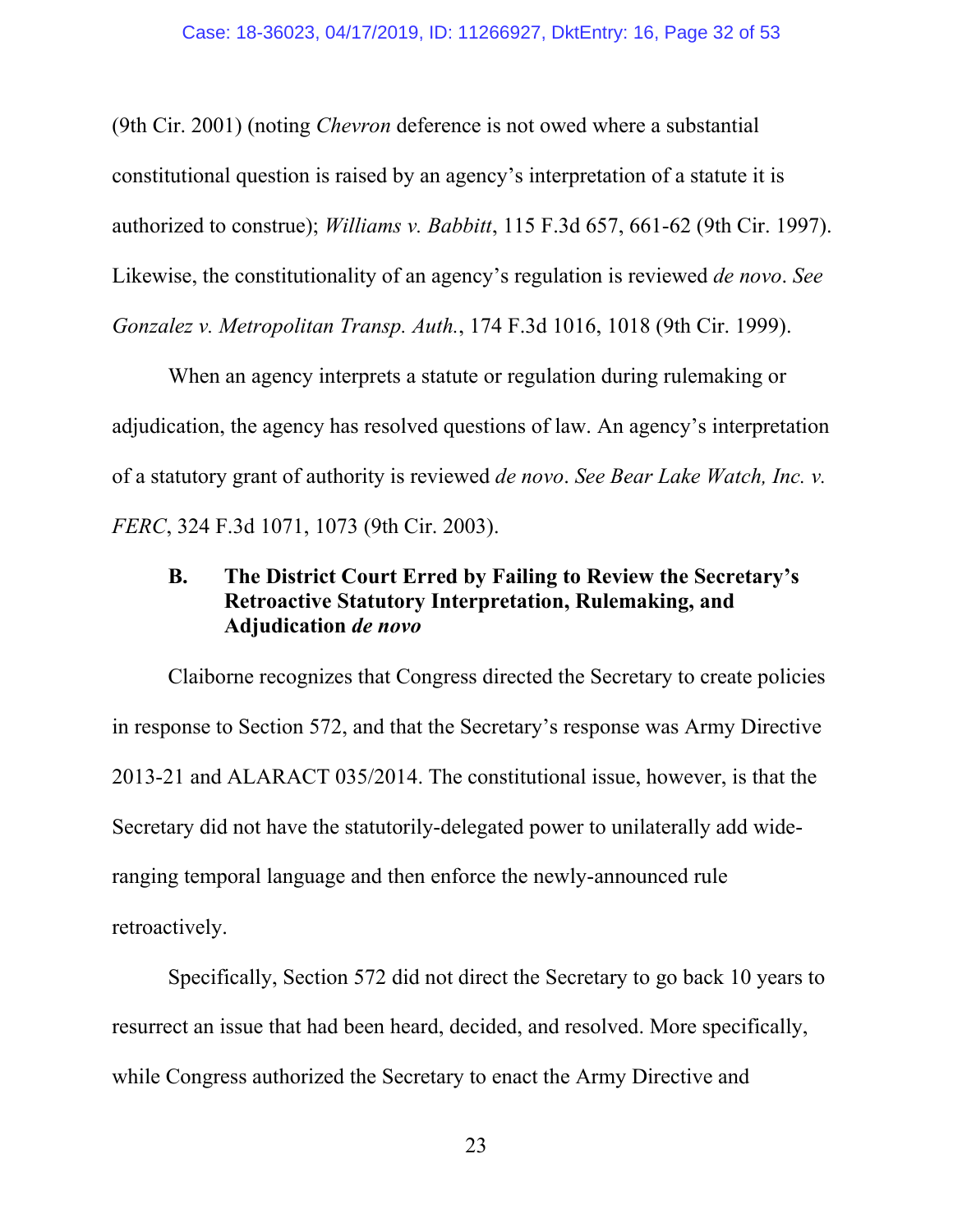(9th Cir. 2001) (noting *Chevron* deference is not owed where a substantial constitutional question is raised by an agency's interpretation of a statute it is authorized to construe); *Williams v. Babbitt*, 115 F.3d 657, 661-62 (9th Cir. 1997). Likewise, the constitutionality of an agency's regulation is reviewed *de novo*. *See Gonzalez v. Metropolitan Transp. Auth.*, 174 F.3d 1016, 1018 (9th Cir. 1999).

When an agency interprets a statute or regulation during rulemaking or adjudication, the agency has resolved questions of law. An agency's interpretation of a statutory grant of authority is reviewed *de novo*. *See Bear Lake Watch, Inc. v. FERC*, 324 F.3d 1071, 1073 (9th Cir. 2003).

### B. The District Court Erred by Failing to Review the Secretary's Retroactive Statutory Interpretation, Rulemaking, and Adjudication *de novo*

Claiborne recognizes that Congress directed the Secretary to create policies in response to Section 572, and that the Secretary's response was Army Directive 2013-21 and ALARACT 035/2014. The constitutional issue, however, is that the Secretary did not have the statutorily-delegated power to unilaterally add wide-ranging temporal language and then enforce the newly-announced rule retroactively.

Specifically, Section 572 did not direct the Secretary to go back 10 years to resurrect an issue that had been heard, decided, and resolved. More specifically, while Congress authorized the Secretary to enact the Army Directive and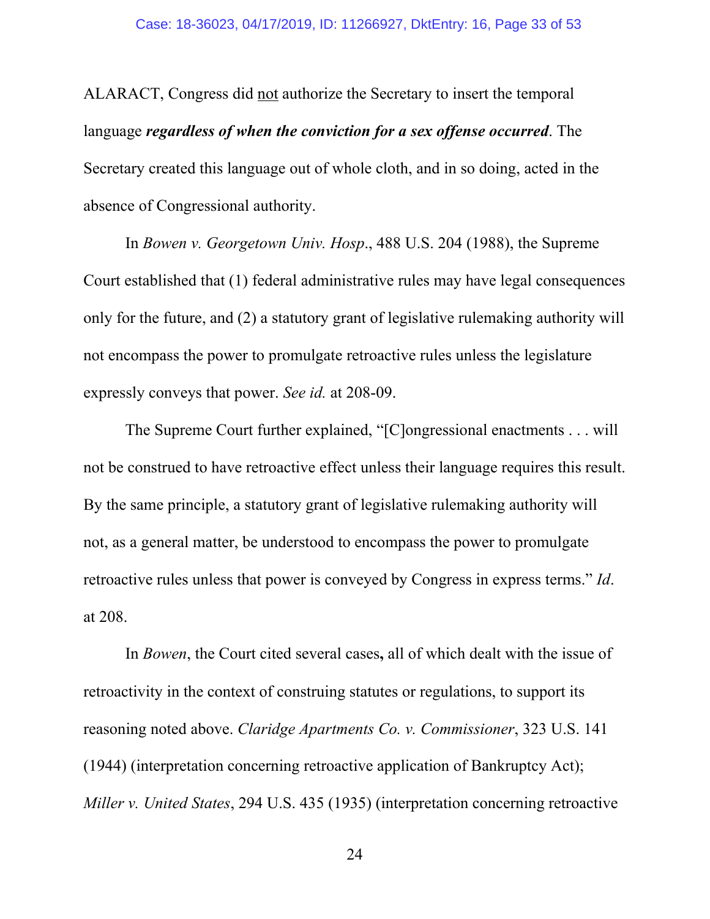ALARACT, Congress did <u>not</u> authorize the Secretary to insert the temporal language ***regardless of when the conviction for a sex offense occurred***. The Secretary created this language out of whole cloth, and in so doing, acted in the absence of Congressional authority.

In *Bowen v. Georgetown Univ. Hosp*., 488 U.S. 204 (1988), the Supreme Court established that (1) federal administrative rules may have legal consequences only for the future, and (2) a statutory grant of legislative rulemaking authority will not encompass the power to promulgate retroactive rules unless the legislature expressly conveys that power. *See id.* at 208-09.

The Supreme Court further explained, "[C]ongressional enactments . . . will not be construed to have retroactive effect unless their language requires this result. By the same principle, a statutory grant of legislative rulemaking authority will not, as a general matter, be understood to encompass the power to promulgate retroactive rules unless that power is conveyed by Congress in express terms." *Id*. at 208.

In *Bowen*, the Court cited several cases**,** all of which dealt with the issue of retroactivity in the context of construing statutes or regulations, to support its reasoning noted above. *Claridge Apartments Co. v. Commissioner*, 323 U.S. 141 (1944) (interpretation concerning retroactive application of Bankruptcy Act); *Miller v. United States*, 294 U.S. 435 (1935) (interpretation concerning retroactive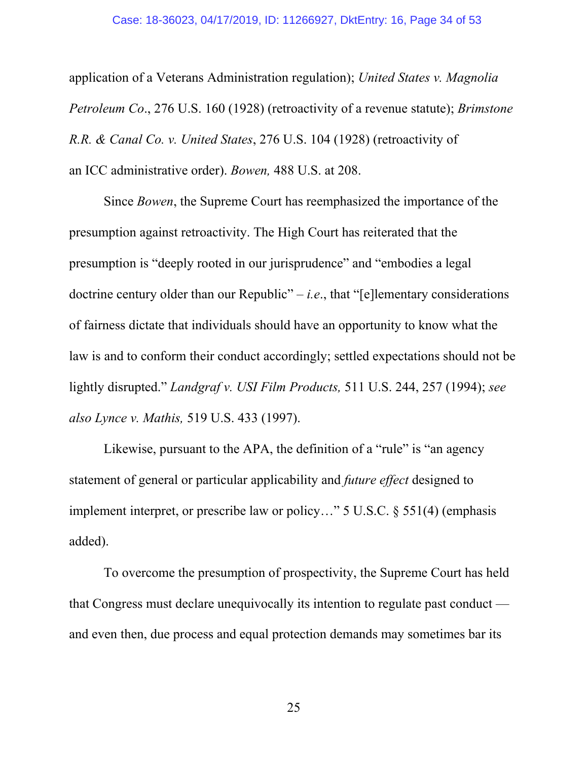application of a Veterans Administration regulation); *United States v. Magnolia Petroleum Co*., 276 U.S. 160 (1928) (retroactivity of a revenue statute); *Brimstone R.R. & Canal Co. v. United States*, 276 U.S. 104 (1928) (retroactivity of an ICC administrative order). *Bowen,* 488 U.S. at 208.

Since *Bowen*, the Supreme Court has reemphasized the importance of the presumption against retroactivity. The High Court has reiterated that the presumption is "deeply rooted in our jurisprudence" and "embodies a legal doctrine century older than our Republic" – *i.e*., that "[e]lementary considerations of fairness dictate that individuals should have an opportunity to know what the law is and to conform their conduct accordingly; settled expectations should not be lightly disrupted." *Landgraf v. USI Film Products,* 511 U.S. 244, 257 (1994); *see also Lynce v. Mathis,* 519 U.S. 433 (1997).

Likewise, pursuant to the APA, the definition of a "rule" is "an agency statement of general or particular applicability and *future effect* designed to implement interpret, or prescribe law or policy…" 5 U.S.C. § 551(4) (emphasis added).

To overcome the presumption of prospectivity, the Supreme Court has held that Congress must declare unequivocally its intention to regulate past conduct — and even then, due process and equal protection demands may sometimes bar its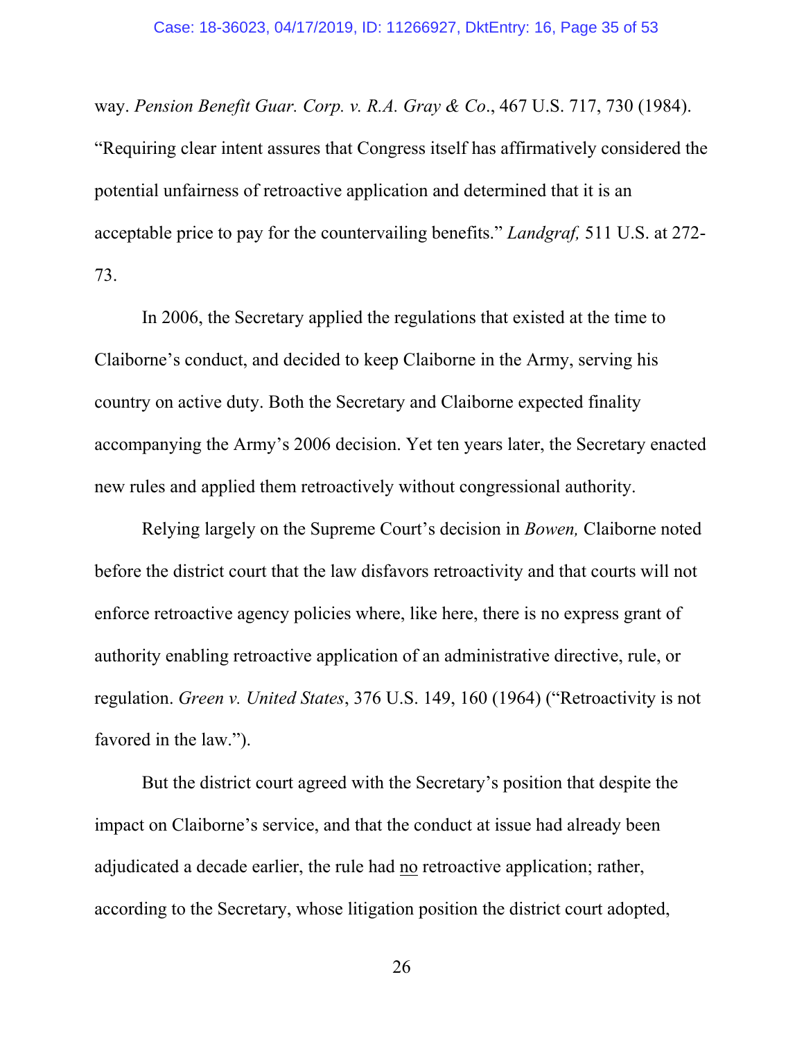way. *Pension Benefit Guar. Corp. v. R.A. Gray & Co*., 467 U.S. 717, 730 (1984). "Requiring clear intent assures that Congress itself has affirmatively considered the potential unfairness of retroactive application and determined that it is an acceptable price to pay for the countervailing benefits." *Landgraf,* 511 U.S. at 272-73.

In 2006, the Secretary applied the regulations that existed at the time to Claiborne's conduct, and decided to keep Claiborne in the Army, serving his country on active duty. Both the Secretary and Claiborne expected finality accompanying the Army's 2006 decision. Yet ten years later, the Secretary enacted new rules and applied them retroactively without congressional authority.

Relying largely on the Supreme Court's decision in *Bowen,* Claiborne noted before the district court that the law disfavors retroactivity and that courts will not enforce retroactive agency policies where, like here, there is no express grant of authority enabling retroactive application of an administrative directive, rule, or regulation. *Green v. United States*, 376 U.S. 149, 160 (1964) ("Retroactivity is not favored in the law.").

But the district court agreed with the Secretary's position that despite the impact on Claiborne's service, and that the conduct at issue had already been adjudicated a decade earlier, the rule had <u>no</u> retroactive application; rather, according to the Secretary, whose litigation position the district court adopted,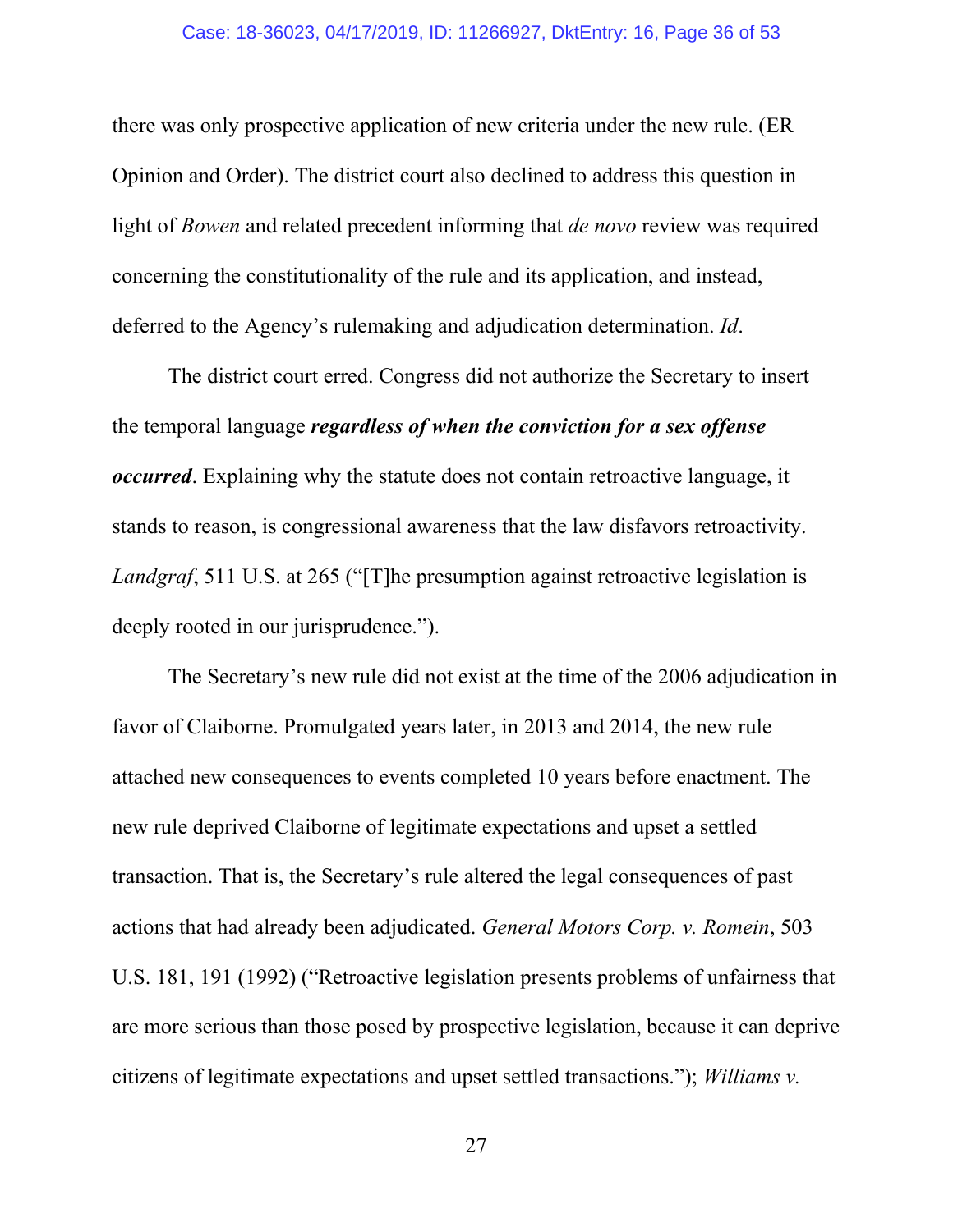there was only prospective application of new criteria under the new rule. (ER Opinion and Order). The district court also declined to address this question in light of *Bowen* and related precedent informing that *de novo* review was required concerning the constitutionality of the rule and its application, and instead, deferred to the Agency's rulemaking and adjudication determination. *Id*.

The district court erred. Congress did not authorize the Secretary to insert the temporal language ***regardless of when the conviction for a sex offense occurred***. Explaining why the statute does not contain retroactive language, it stands to reason, is congressional awareness that the law disfavors retroactivity. *Landgraf*, 511 U.S. at 265 ("[T]he presumption against retroactive legislation is deeply rooted in our jurisprudence.").

The Secretary's new rule did not exist at the time of the 2006 adjudication in favor of Claiborne. Promulgated years later, in 2013 and 2014, the new rule attached new consequences to events completed 10 years before enactment. The new rule deprived Claiborne of legitimate expectations and upset a settled transaction. That is, the Secretary's rule altered the legal consequences of past actions that had already been adjudicated. *General Motors Corp. v. Romein*, 503 U.S. 181, 191 (1992) ("Retroactive legislation presents problems of unfairness that are more serious than those posed by prospective legislation, because it can deprive citizens of legitimate expectations and upset settled transactions."); *Williams v.*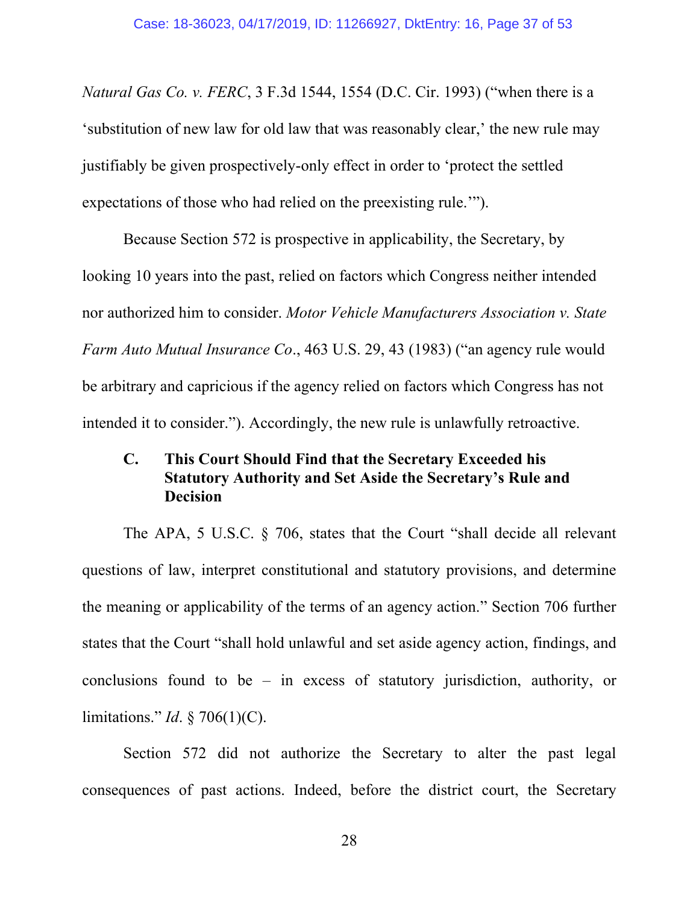*Natural Gas Co. v. FERC*, 3 F.3d 1544, 1554 (D.C. Cir. 1993) ("when there is a 'substitution of new law for old law that was reasonably clear,' the new rule may justifiably be given prospectively-only effect in order to 'protect the settled expectations of those who had relied on the preexisting rule.'").

Because Section 572 is prospective in applicability, the Secretary, by looking 10 years into the past, relied on factors which Congress neither intended nor authorized him to consider. *Motor Vehicle Manufacturers Association v. State Farm Auto Mutual Insurance Co*., 463 U.S. 29, 43 (1983) ("an agency rule would be arbitrary and capricious if the agency relied on factors which Congress has not intended it to consider."). Accordingly, the new rule is unlawfully retroactive.

### C. This Court Should Find that the Secretary Exceeded his Statutory Authority and Set Aside the Secretary's Rule and Decision

The APA, 5 U.S.C. § 706, states that the Court "shall decide all relevant questions of law, interpret constitutional and statutory provisions, and determine the meaning or applicability of the terms of an agency action." Section 706 further states that the Court "shall hold unlawful and set aside agency action, findings, and conclusions found to be – in excess of statutory jurisdiction, authority, or limitations." *Id*. § 706(1)(C).

Section 572 did not authorize the Secretary to alter the past legal consequences of past actions. Indeed, before the district court, the Secretary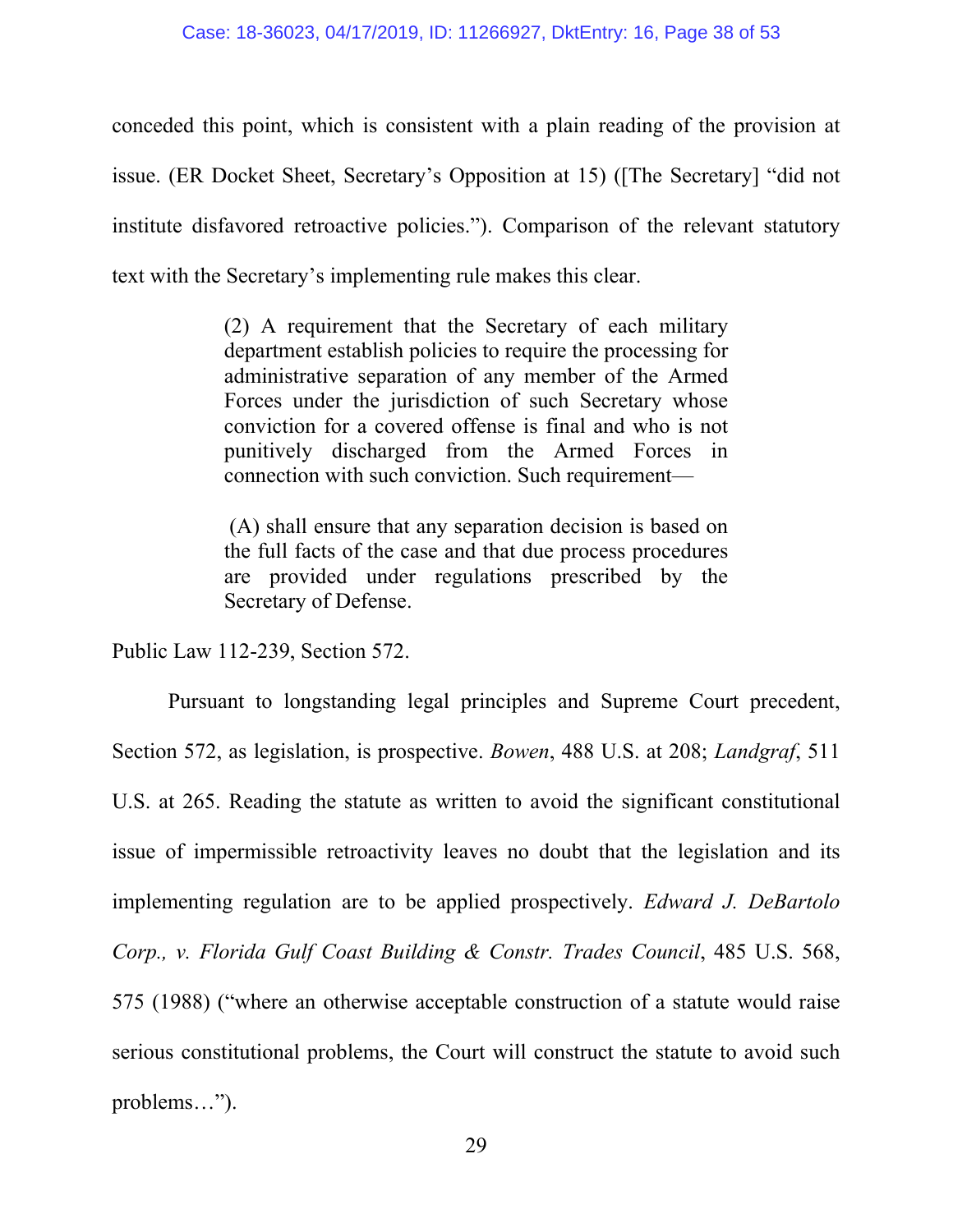conceded this point, which is consistent with a plain reading of the provision at issue. (ER Docket Sheet, Secretary's Opposition at 15) ([The Secretary] "did not institute disfavored retroactive policies."). Comparison of the relevant statutory text with the Secretary's implementing rule makes this clear.

> (2) A requirement that the Secretary of each military department establish policies to require the processing for administrative separation of any member of the Armed Forces under the jurisdiction of such Secretary whose conviction for a covered offense is final and who is not punitively discharged from the Armed Forces in connection with such conviction. Such requirement—
>
> (A) shall ensure that any separation decision is based on the full facts of the case and that due process procedures are provided under regulations prescribed by the Secretary of Defense.

Public Law 112-239, Section 572.

Pursuant to longstanding legal principles and Supreme Court precedent, Section 572, as legislation, is prospective. *Bowen*, 488 U.S. at 208; *Landgraf*, 511 U.S. at 265. Reading the statute as written to avoid the significant constitutional issue of impermissible retroactivity leaves no doubt that the legislation and its implementing regulation are to be applied prospectively. *Edward J. DeBartolo Corp., v. Florida Gulf Coast Building & Constr. Trades Council*, 485 U.S. 568, 575 (1988) ("where an otherwise acceptable construction of a statute would raise serious constitutional problems, the Court will construct the statute to avoid such problems…").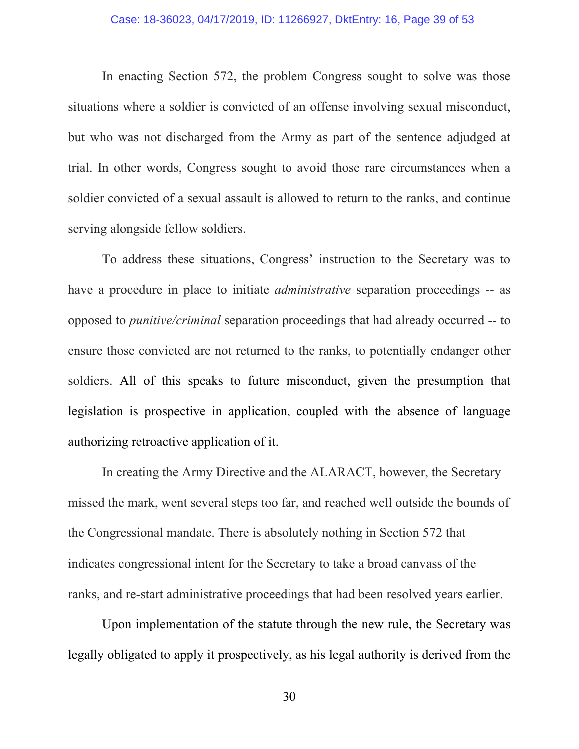In enacting Section 572, the problem Congress sought to solve was those situations where a soldier is convicted of an offense involving sexual misconduct, but who was not discharged from the Army as part of the sentence adjudged at trial. In other words, Congress sought to avoid those rare circumstances when a soldier convicted of a sexual assault is allowed to return to the ranks, and continue serving alongside fellow soldiers.

To address these situations, Congress' instruction to the Secretary was to have a procedure in place to initiate *administrative* separation proceedings -- as opposed to *punitive/criminal* separation proceedings that had already occurred -- to ensure those convicted are not returned to the ranks, to potentially endanger other soldiers. All of this speaks to future misconduct, given the presumption that legislation is prospective in application, coupled with the absence of language authorizing retroactive application of it.

In creating the Army Directive and the ALARACT, however, the Secretary missed the mark, went several steps too far, and reached well outside the bounds of the Congressional mandate. There is absolutely nothing in Section 572 that indicates congressional intent for the Secretary to take a broad canvass of the ranks, and re-start administrative proceedings that had been resolved years earlier.

Upon implementation of the statute through the new rule, the Secretary was legally obligated to apply it prospectively, as his legal authority is derived from the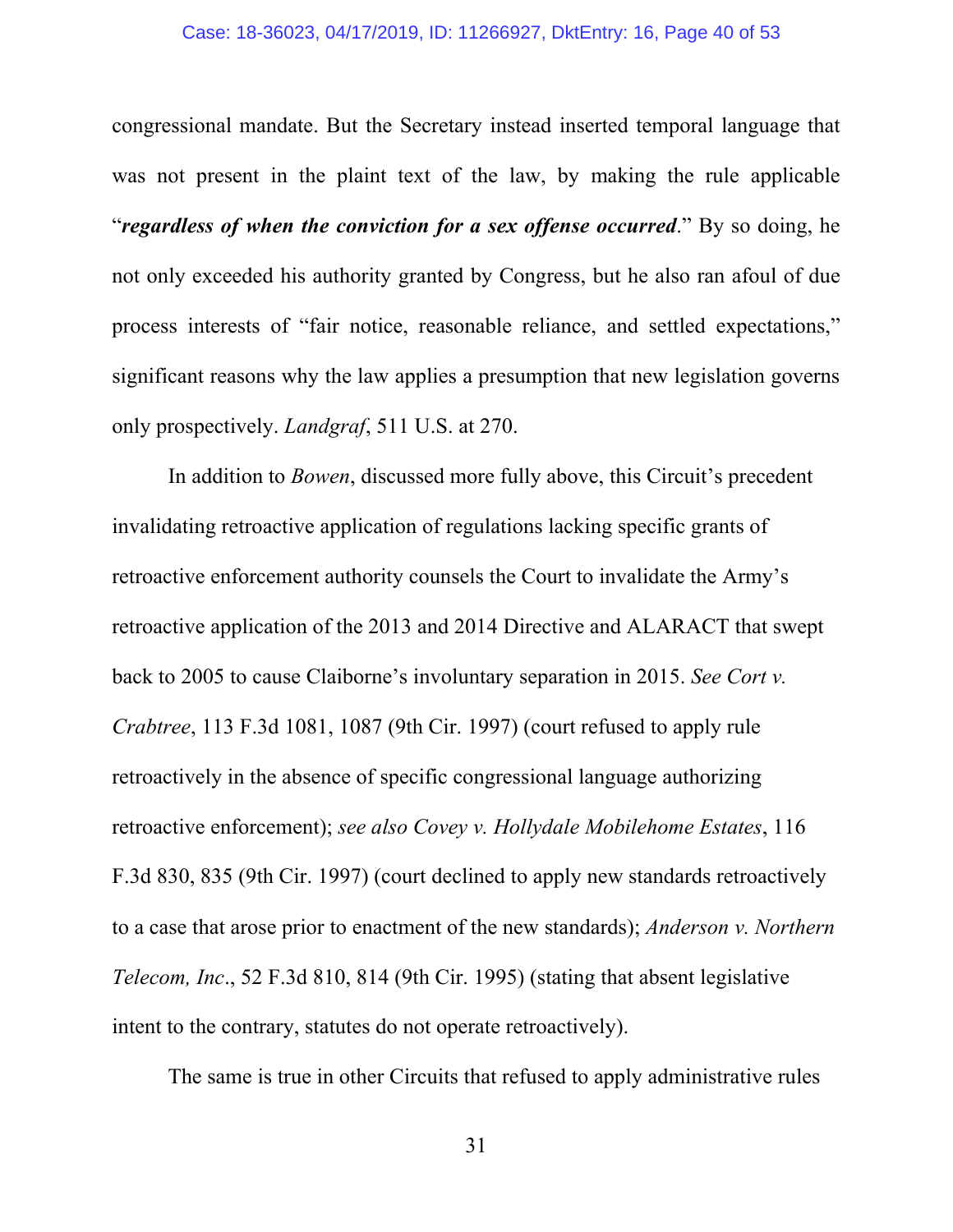congressional mandate. But the Secretary instead inserted temporal language that was not present in the plaint text of the law, by making the rule applicable "***regardless of when the conviction for a sex offense occurred***." By so doing, he not only exceeded his authority granted by Congress, but he also ran afoul of due process interests of "fair notice, reasonable reliance, and settled expectations," significant reasons why the law applies a presumption that new legislation governs only prospectively. *Landgraf*, 511 U.S. at 270.

In addition to *Bowen*, discussed more fully above, this Circuit's precedent invalidating retroactive application of regulations lacking specific grants of retroactive enforcement authority counsels the Court to invalidate the Army's retroactive application of the 2013 and 2014 Directive and ALARACT that swept back to 2005 to cause Claiborne's involuntary separation in 2015. *See Cort v. Crabtree*, 113 F.3d 1081, 1087 (9th Cir. 1997) (court refused to apply rule retroactively in the absence of specific congressional language authorizing retroactive enforcement); *see also Covey v. Hollydale Mobilehome Estates*, 116 F.3d 830, 835 (9th Cir. 1997) (court declined to apply new standards retroactively to a case that arose prior to enactment of the new standards); *Anderson v. Northern Telecom, Inc*., 52 F.3d 810, 814 (9th Cir. 1995) (stating that absent legislative intent to the contrary, statutes do not operate retroactively).

The same is true in other Circuits that refused to apply administrative rules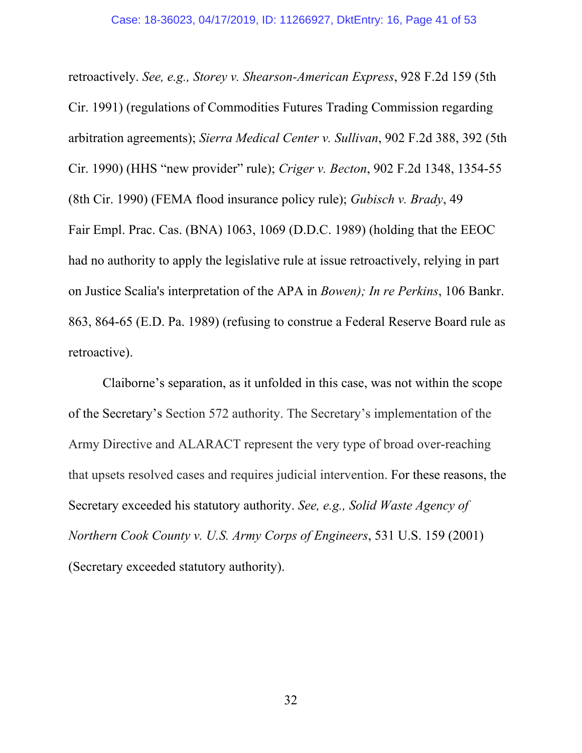retroactively. *See, e.g., Storey v. Shearson-American Express*, 928 F.2d 159 (5th Cir. 1991) (regulations of Commodities Futures Trading Commission regarding arbitration agreements); *Sierra Medical Center v. Sullivan*, 902 F.2d 388, 392 (5th Cir. 1990) (HHS "new provider" rule); *Criger v. Becton*, 902 F.2d 1348, 1354-55 (8th Cir. 1990) (FEMA flood insurance policy rule); *Gubisch v. Brady*, 49 Fair Empl. Prac. Cas. (BNA) 1063, 1069 (D.D.C. 1989) (holding that the EEOC had no authority to apply the legislative rule at issue retroactively, relying in part on Justice Scalia's interpretation of the APA in *Bowen); In re Perkins*, 106 Bankr. 863, 864-65 (E.D. Pa. 1989) (refusing to construe a Federal Reserve Board rule as retroactive).

Claiborne's separation, as it unfolded in this case, was not within the scope of the Secretary's Section 572 authority. The Secretary's implementation of the Army Directive and ALARACT represent the very type of broad over-reaching that upsets resolved cases and requires judicial intervention. For these reasons, the Secretary exceeded his statutory authority. *See, e.g., Solid Waste Agency of Northern Cook County v. U.S. Army Corps of Engineers*, 531 U.S. 159 (2001) (Secretary exceeded statutory authority).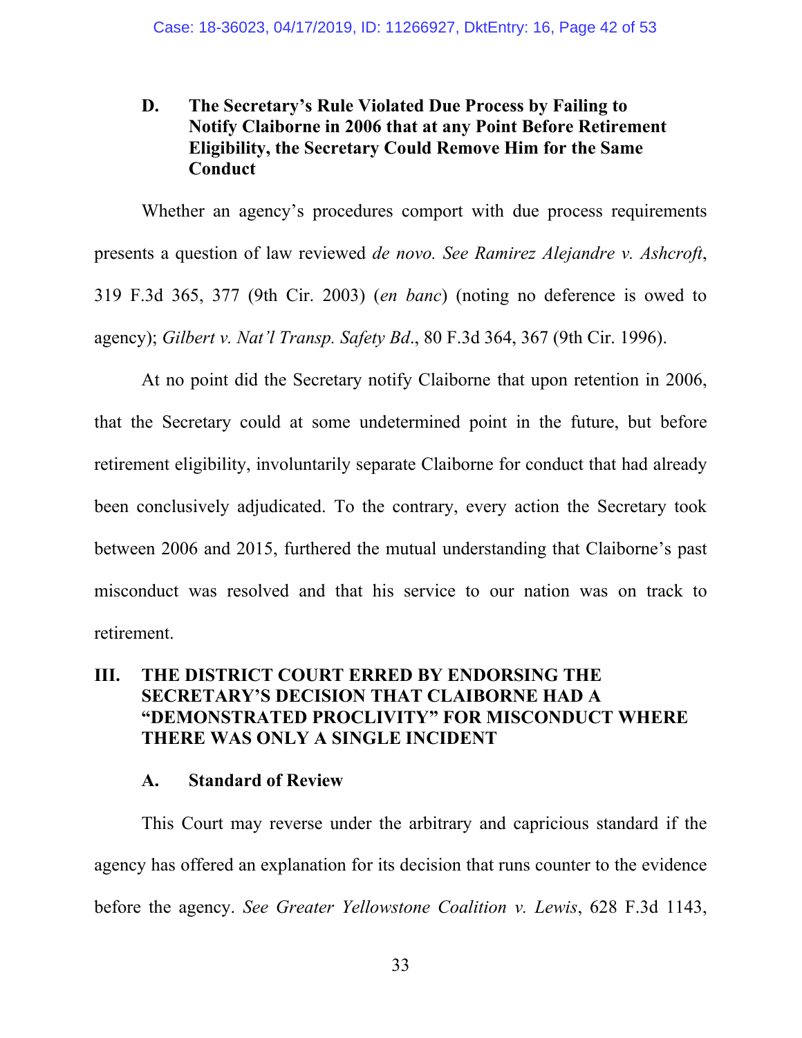### D. The Secretary's Rule Violated Due Process by Failing to Notify Claiborne in 2006 that at any Point Before Retirement Eligibility, the Secretary Could Remove Him for the Same Conduct

Whether an agency's procedures comport with due process requirements presents a question of law reviewed *de novo. See Ramirez Alejandre v. Ashcroft*, 319 F.3d 365, 377 (9th Cir. 2003) (*en banc*) (noting no deference is owed to agency); *Gilbert v. Nat'l Transp. Safety Bd*., 80 F.3d 364, 367 (9th Cir. 1996).

At no point did the Secretary notify Claiborne that upon retention in 2006, that the Secretary could at some undetermined point in the future, but before retirement eligibility, involuntarily separate Claiborne for conduct that had already been conclusively adjudicated. To the contrary, every action the Secretary took between 2006 and 2015, furthered the mutual understanding that Claiborne's past misconduct was resolved and that his service to our nation was on track to retirement.

## III. THE DISTRICT COURT ERRED BY ENDORSING THE SECRETARY'S DECISION THAT CLAIBORNE HAD A "DEMONSTRATED PROCLIVITY" FOR MISCONDUCT WHERE THERE WAS ONLY A SINGLE INCIDENT

### A. Standard of Review

This Court may reverse under the arbitrary and capricious standard if the agency has offered an explanation for its decision that runs counter to the evidence before the agency. *See Greater Yellowstone Coalition v. Lewis*, 628 F.3d 1143,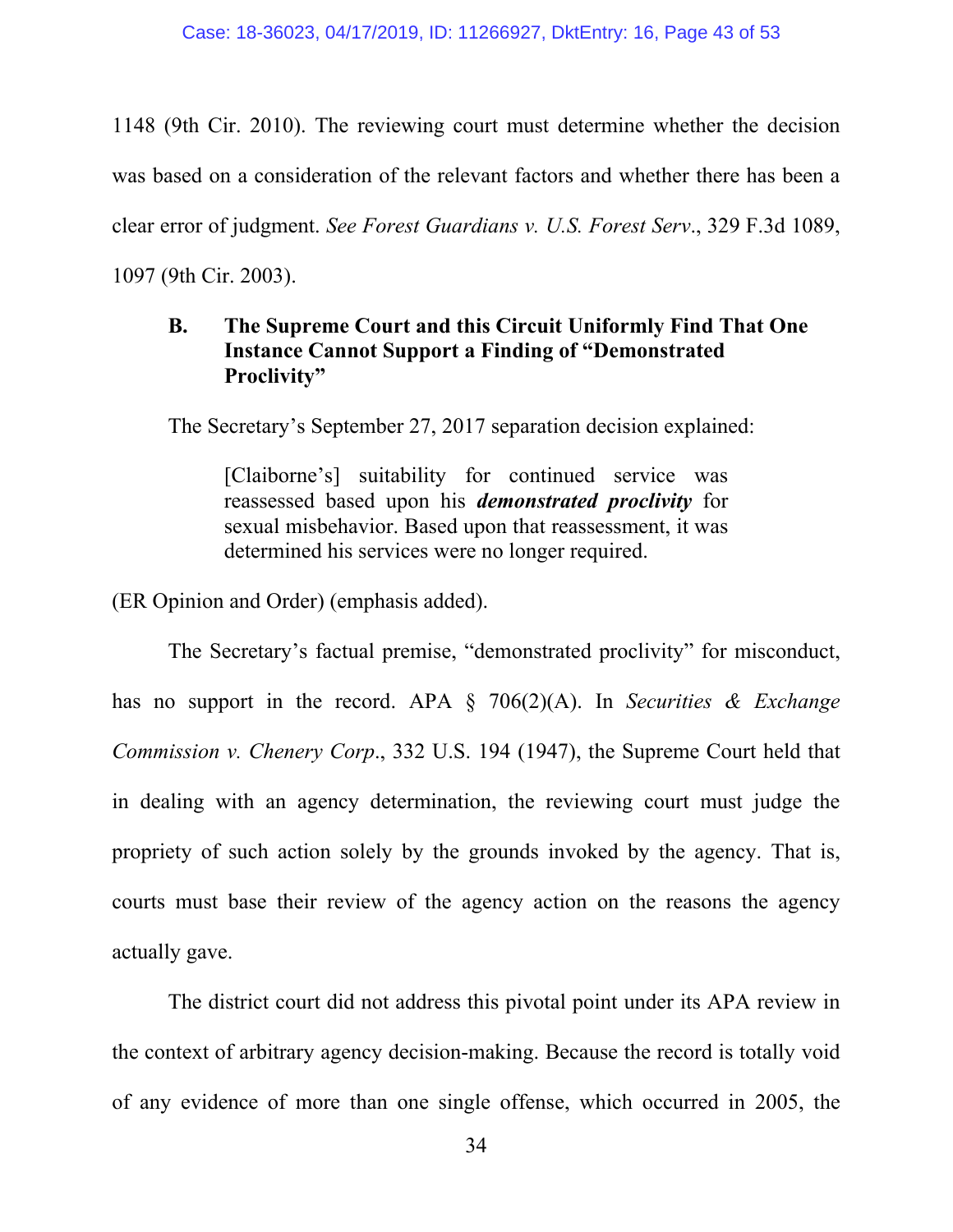1148 (9th Cir. 2010). The reviewing court must determine whether the decision was based on a consideration of the relevant factors and whether there has been a clear error of judgment. *See Forest Guardians v. U.S. Forest Serv*., 329 F.3d 1089, 1097 (9th Cir. 2003).

### B. The Supreme Court and this Circuit Uniformly Find That One Instance Cannot Support a Finding of "Demonstrated Proclivity"

The Secretary's September 27, 2017 separation decision explained:

> [Claiborne's] suitability for continued service was reassessed based upon his ***demonstrated proclivity*** for sexual misbehavior. Based upon that reassessment, it was determined his services were no longer required.

(ER Opinion and Order) (emphasis added).

The Secretary's factual premise, "demonstrated proclivity" for misconduct, has no support in the record. APA § 706(2)(A). In *Securities & Exchange Commission v. Chenery Corp*., 332 U.S. 194 (1947), the Supreme Court held that in dealing with an agency determination, the reviewing court must judge the propriety of such action solely by the grounds invoked by the agency. That is, courts must base their review of the agency action on the reasons the agency actually gave.

The district court did not address this pivotal point under its APA review in the context of arbitrary agency decision-making. Because the record is totally void of any evidence of more than one single offense, which occurred in 2005, the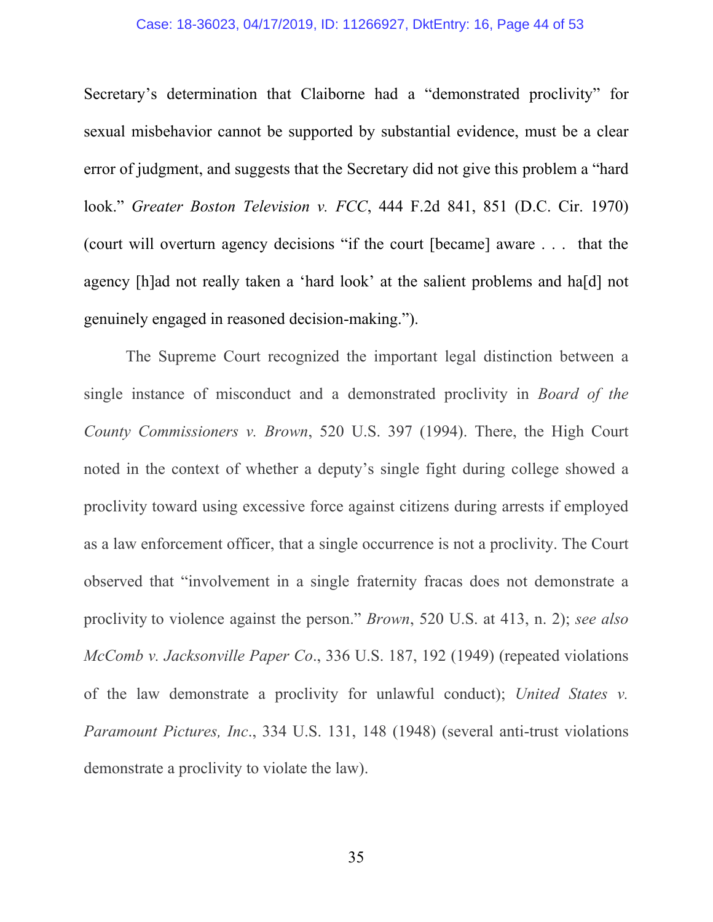Secretary's determination that Claiborne had a "demonstrated proclivity" for sexual misbehavior cannot be supported by substantial evidence, must be a clear error of judgment, and suggests that the Secretary did not give this problem a "hard look." *Greater Boston Television v. FCC*, 444 F.2d 841, 851 (D.C. Cir. 1970) (court will overturn agency decisions "if the court [became] aware . . . that the agency [h]ad not really taken a 'hard look' at the salient problems and ha[d] not genuinely engaged in reasoned decision-making.").

The Supreme Court recognized the important legal distinction between a single instance of misconduct and a demonstrated proclivity in *Board of the County Commissioners v. Brown*, 520 U.S. 397 (1994). There, the High Court noted in the context of whether a deputy's single fight during college showed a proclivity toward using excessive force against citizens during arrests if employed as a law enforcement officer, that a single occurrence is not a proclivity. The Court observed that "involvement in a single fraternity fracas does not demonstrate a proclivity to violence against the person." *Brown*, 520 U.S. at 413, n. 2); *see also McComb v. Jacksonville Paper Co*., 336 U.S. 187, 192 (1949) (repeated violations of the law demonstrate a proclivity for unlawful conduct); *United States v. Paramount Pictures, Inc*., 334 U.S. 131, 148 (1948) (several anti-trust violations demonstrate a proclivity to violate the law).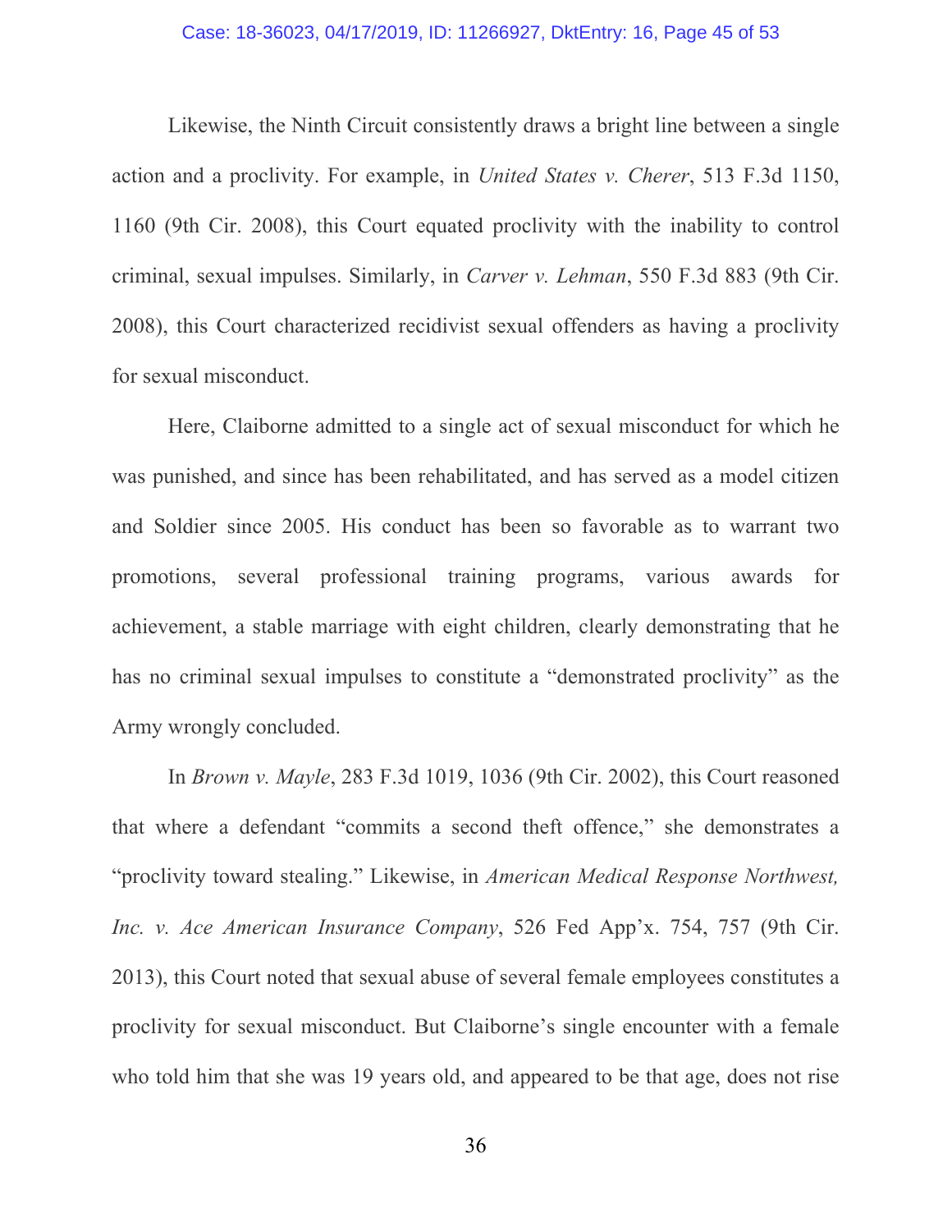Likewise, the Ninth Circuit consistently draws a bright line between a single action and a proclivity. For example, in *United States v. Cherer*, 513 F.3d 1150, 1160 (9th Cir. 2008), this Court equated proclivity with the inability to control criminal, sexual impulses. Similarly, in *Carver v. Lehman*, 550 F.3d 883 (9th Cir. 2008), this Court characterized recidivist sexual offenders as having a proclivity for sexual misconduct.

Here, Claiborne admitted to a single act of sexual misconduct for which he was punished, and since has been rehabilitated, and has served as a model citizen and Soldier since 2005. His conduct has been so favorable as to warrant two promotions, several professional training programs, various awards for achievement, a stable marriage with eight children, clearly demonstrating that he has no criminal sexual impulses to constitute a "demonstrated proclivity" as the Army wrongly concluded.

In *Brown v. Mayle*, 283 F.3d 1019, 1036 (9th Cir. 2002), this Court reasoned that where a defendant "commits a second theft offence," she demonstrates a "proclivity toward stealing." Likewise, in *American Medical Response Northwest, Inc. v. Ace American Insurance Company*, 526 Fed App'x. 754, 757 (9th Cir. 2013), this Court noted that sexual abuse of several female employees constitutes a proclivity for sexual misconduct. But Claiborne's single encounter with a female who told him that she was 19 years old, and appeared to be that age, does not rise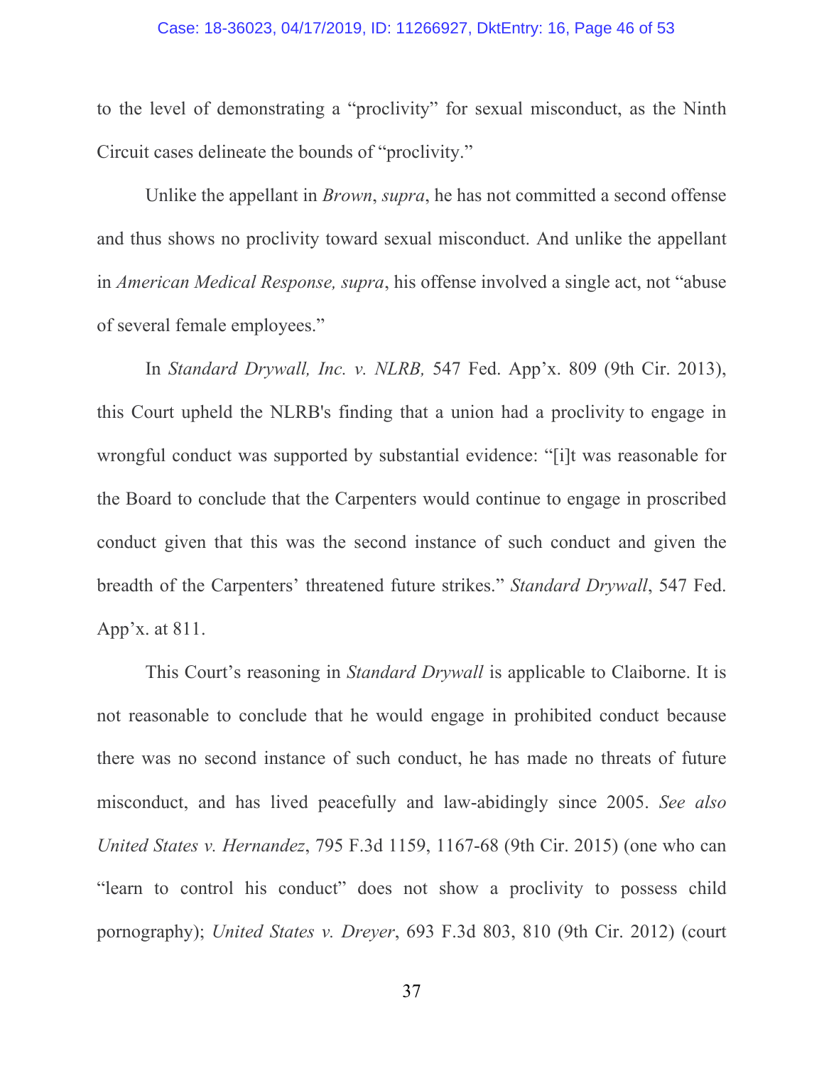to the level of demonstrating a "proclivity" for sexual misconduct, as the Ninth Circuit cases delineate the bounds of "proclivity."

Unlike the appellant in *Brown*, *supra*, he has not committed a second offense and thus shows no proclivity toward sexual misconduct. And unlike the appellant in *American Medical Response, supra*, his offense involved a single act, not "abuse of several female employees."

In *Standard Drywall, Inc. v. NLRB,* 547 Fed. App'x. 809 (9th Cir. 2013), this Court upheld the NLRB's finding that a union had a proclivity to engage in wrongful conduct was supported by substantial evidence: "[i]t was reasonable for the Board to conclude that the Carpenters would continue to engage in proscribed conduct given that this was the second instance of such conduct and given the breadth of the Carpenters' threatened future strikes." *Standard Drywall*, 547 Fed. App'x. at 811.

This Court's reasoning in *Standard Drywall* is applicable to Claiborne. It is not reasonable to conclude that he would engage in prohibited conduct because there was no second instance of such conduct, he has made no threats of future misconduct, and has lived peacefully and law-abidingly since 2005. *See also United States v. Hernandez*, 795 F.3d 1159, 1167-68 (9th Cir. 2015) (one who can "learn to control his conduct" does not show a proclivity to possess child pornography); *United States v. Dreyer*, 693 F.3d 803, 810 (9th Cir. 2012) (court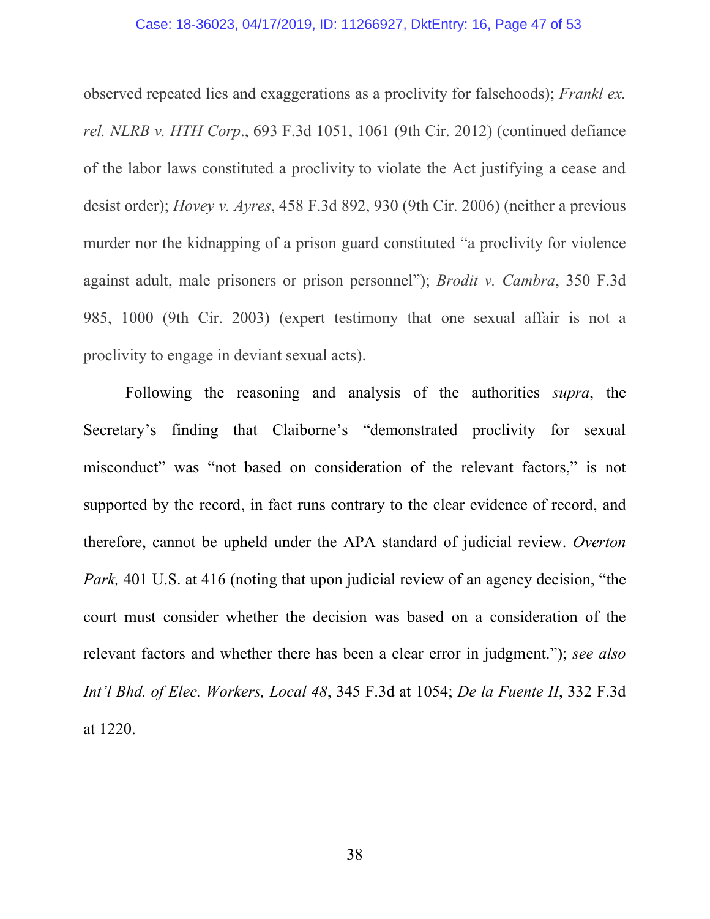observed repeated lies and exaggerations as a proclivity for falsehoods); *Frankl ex. rel. NLRB v. HTH Corp*., 693 F.3d 1051, 1061 (9th Cir. 2012) (continued defiance of the labor laws constituted a proclivity to violate the Act justifying a cease and desist order); *Hovey v. Ayres*, 458 F.3d 892, 930 (9th Cir. 2006) (neither a previous murder nor the kidnapping of a prison guard constituted "a proclivity for violence against adult, male prisoners or prison personnel"); *Brodit v. Cambra*, 350 F.3d 985, 1000 (9th Cir. 2003) (expert testimony that one sexual affair is not a proclivity to engage in deviant sexual acts).

Following the reasoning and analysis of the authorities *supra*, the Secretary's finding that Claiborne's "demonstrated proclivity for sexual misconduct" was "not based on consideration of the relevant factors," is not supported by the record, in fact runs contrary to the clear evidence of record, and therefore, cannot be upheld under the APA standard of judicial review. *Overton Park,* 401 U.S. at 416 (noting that upon judicial review of an agency decision, "the court must consider whether the decision was based on a consideration of the relevant factors and whether there has been a clear error in judgment."); *see also Int'l Bhd. of Elec. Workers, Local 48*, 345 F.3d at 1054; *De la Fuente II*, 332 F.3d at 1220.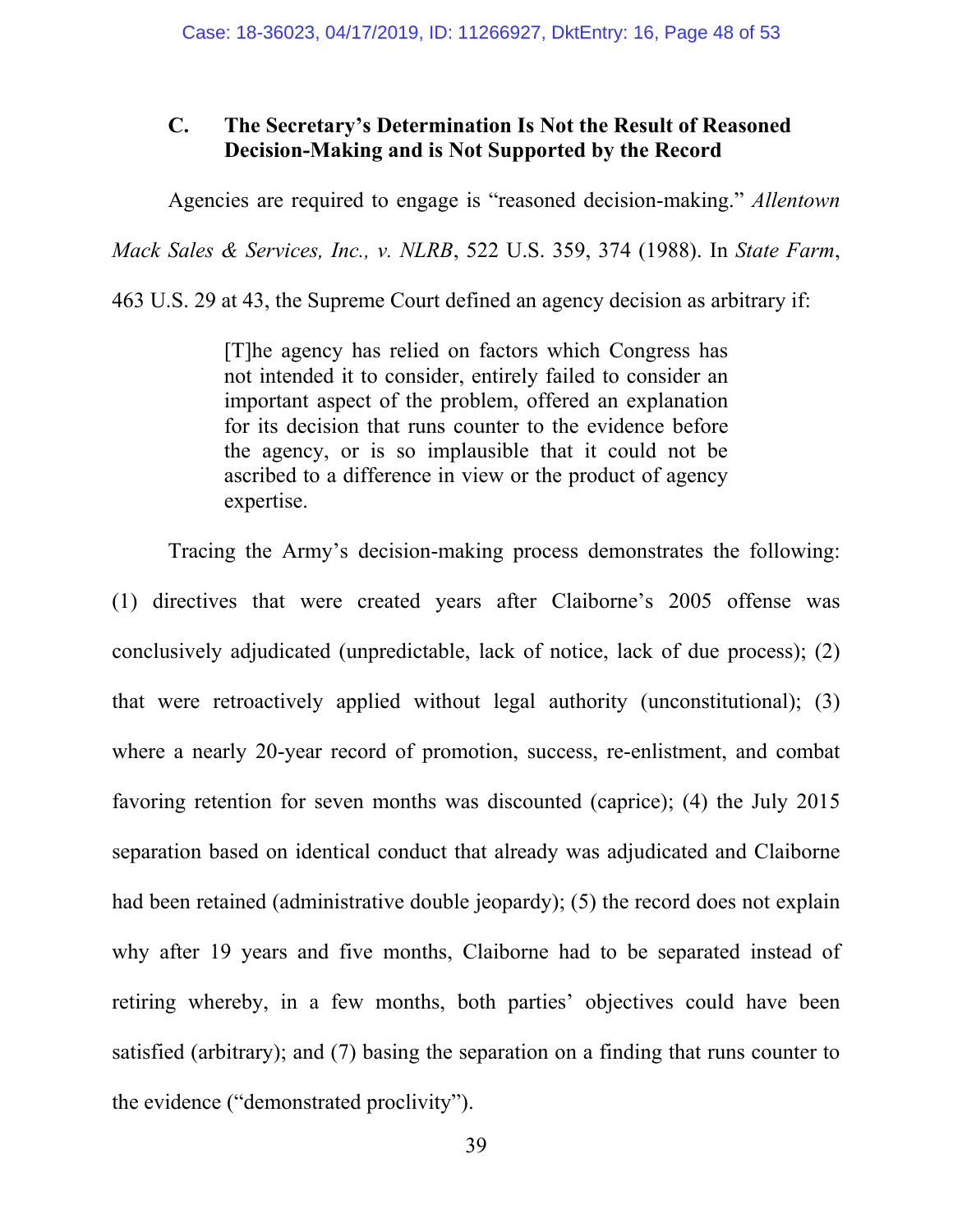### C. The Secretary's Determination Is Not the Result of Reasoned Decision-Making and is Not Supported by the Record

Agencies are required to engage is "reasoned decision-making." *Allentown Mack Sales & Services, Inc., v. NLRB*, 522 U.S. 359, 374 (1988). In *State Farm*, 463 U.S. 29 at 43, the Supreme Court defined an agency decision as arbitrary if:

> [T]he agency has relied on factors which Congress has not intended it to consider, entirely failed to consider an important aspect of the problem, offered an explanation for its decision that runs counter to the evidence before the agency, or is so implausible that it could not be ascribed to a difference in view or the product of agency expertise.

Tracing the Army's decision-making process demonstrates the following: (1) directives that were created years after Claiborne's 2005 offense was conclusively adjudicated (unpredictable, lack of notice, lack of due process); (2) that were retroactively applied without legal authority (unconstitutional); (3) where a nearly 20-year record of promotion, success, re-enlistment, and combat favoring retention for seven months was discounted (caprice); (4) the July 2015 separation based on identical conduct that already was adjudicated and Claiborne had been retained (administrative double jeopardy); (5) the record does not explain why after 19 years and five months, Claiborne had to be separated instead of retiring whereby, in a few months, both parties' objectives could have been satisfied (arbitrary); and (7) basing the separation on a finding that runs counter to the evidence ("demonstrated proclivity").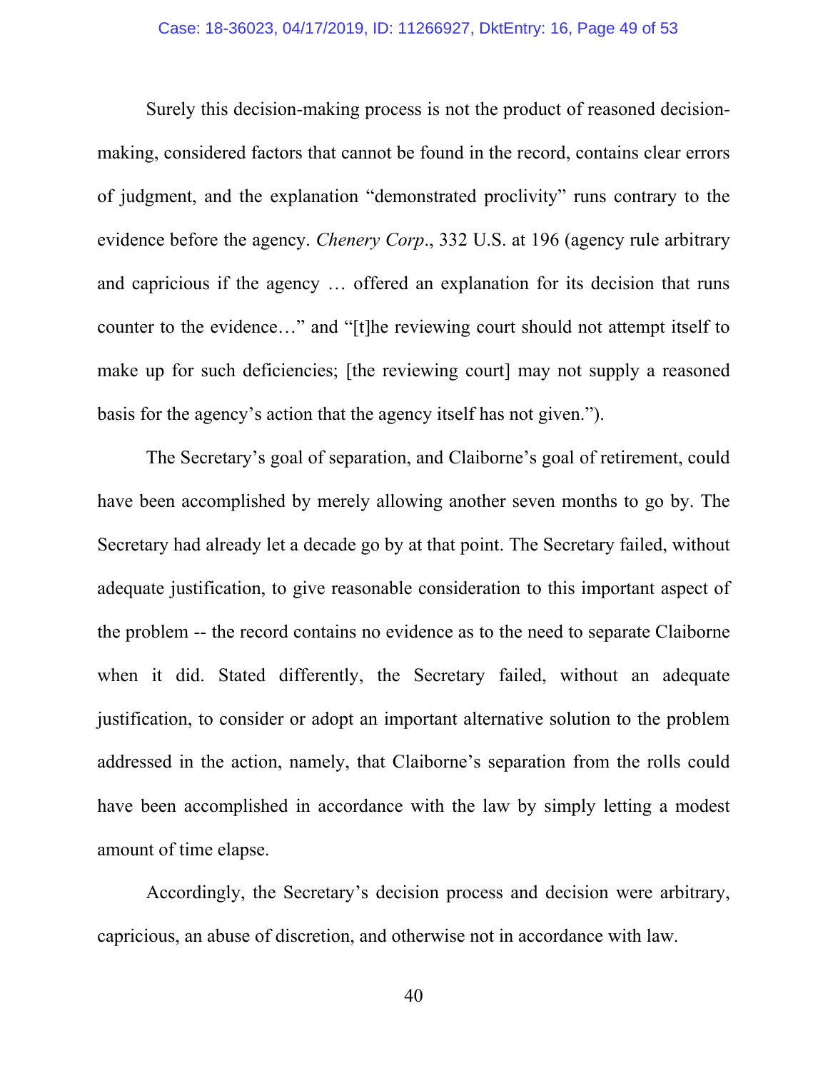Surely this decision-making process is not the product of reasoned decision-making, considered factors that cannot be found in the record, contains clear errors of judgment, and the explanation "demonstrated proclivity" runs contrary to the evidence before the agency. *Chenery Corp*., 332 U.S. at 196 (agency rule arbitrary and capricious if the agency … offered an explanation for its decision that runs counter to the evidence…" and "[t]he reviewing court should not attempt itself to make up for such deficiencies; [the reviewing court] may not supply a reasoned basis for the agency's action that the agency itself has not given.").

The Secretary's goal of separation, and Claiborne's goal of retirement, could have been accomplished by merely allowing another seven months to go by. The Secretary had already let a decade go by at that point. The Secretary failed, without adequate justification, to give reasonable consideration to this important aspect of the problem -- the record contains no evidence as to the need to separate Claiborne when it did. Stated differently, the Secretary failed, without an adequate justification, to consider or adopt an important alternative solution to the problem addressed in the action, namely, that Claiborne's separation from the rolls could have been accomplished in accordance with the law by simply letting a modest amount of time elapse.

Accordingly, the Secretary's decision process and decision were arbitrary, capricious, an abuse of discretion, and otherwise not in accordance with law.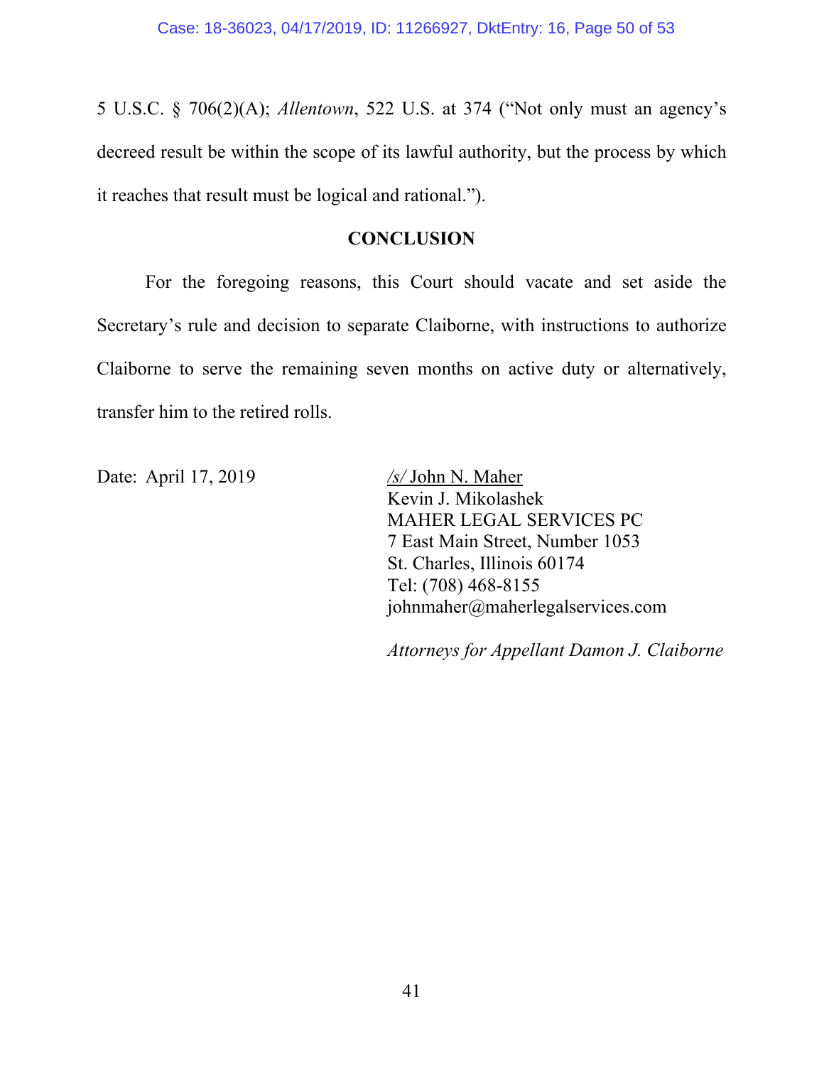5 U.S.C. § 706(2)(A); *Allentown*, 522 U.S. at 374 ("Not only must an agency's decreed result be within the scope of its lawful authority, but the process by which it reaches that result must be logical and rational.").

## CONCLUSION

For the foregoing reasons, this Court should vacate and set aside the Secretary's rule and decision to separate Claiborne, with instructions to authorize Claiborne to serve the remaining seven months on active duty or alternatively, transfer him to the retired rolls.

Date: April 17, 2019

/s/ John N. Maher
Kevin J. Mikolashek
MAHER LEGAL SERVICES PC
7 East Main Street, Number 1053
St. Charles, Illinois 60174
Tel: (708) 468-8155
johnmaher@maherlegalservices.com

*Attorneys for Appellant Damon J. Claiborne*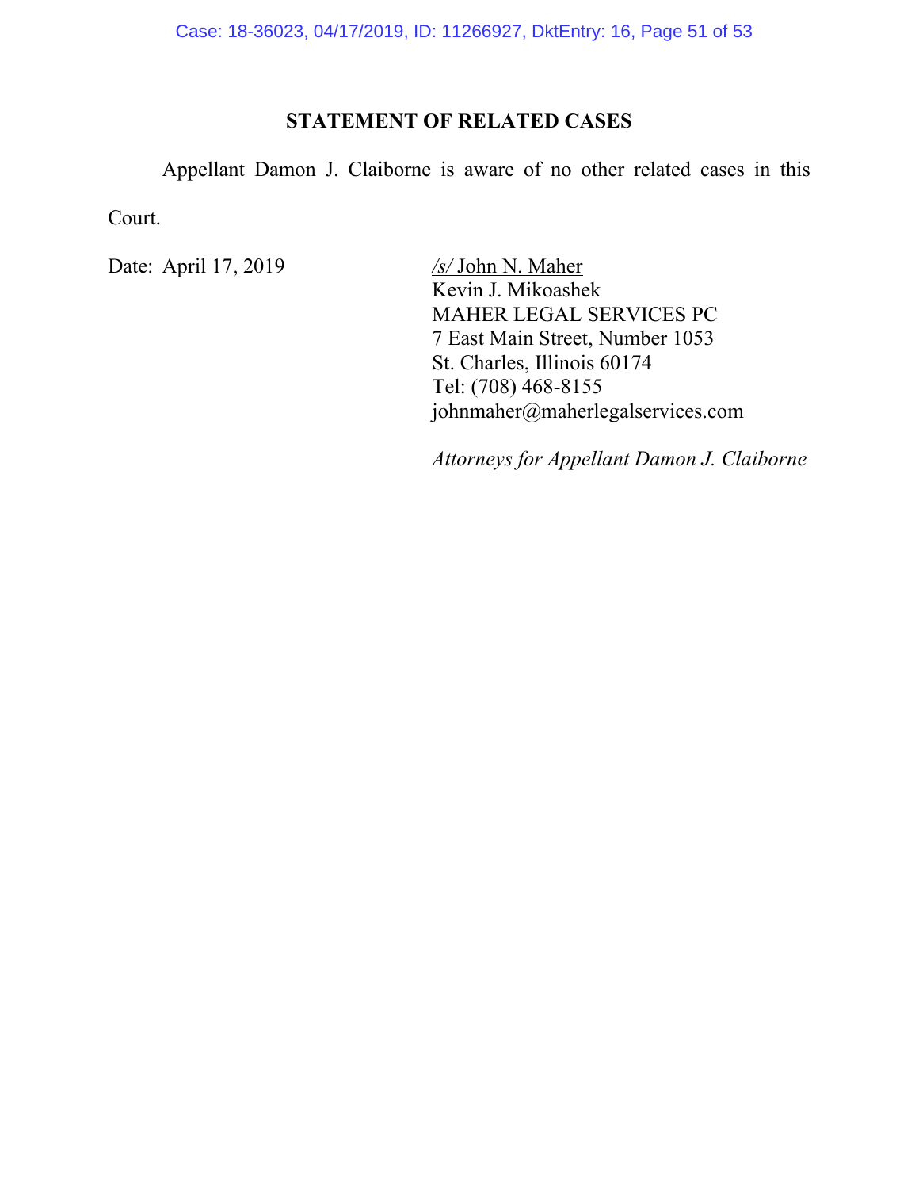## STATEMENT OF RELATED CASES

Appellant Damon J. Claiborne is aware of no other related cases in this Court.

Date: April 17, 2019

/s/ John N. Maher
Kevin J. Mikoashek
MAHER LEGAL SERVICES PC
7 East Main Street, Number 1053
St. Charles, Illinois 60174
Tel: (708) 468-8155
johnmaher@maherlegalservices.com

*Attorneys for Appellant Damon J. Claiborne*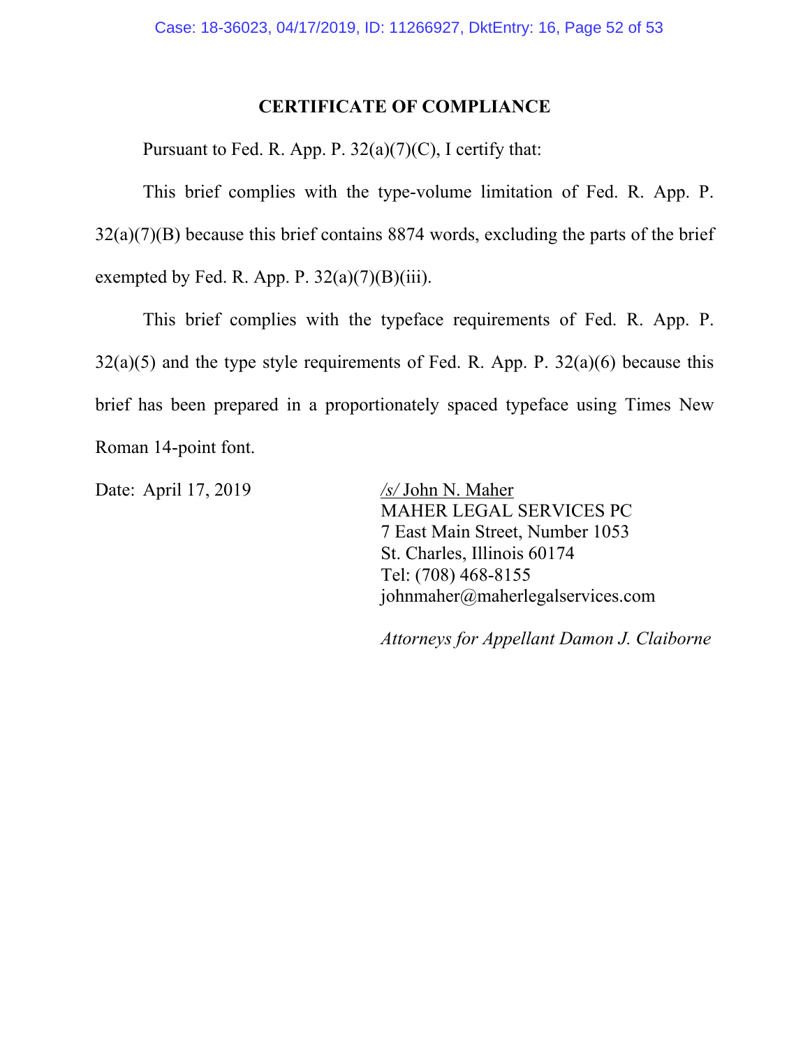## CERTIFICATE OF COMPLIANCE

Pursuant to Fed. R. App. P. 32(a)(7)(C), I certify that:

This brief complies with the type-volume limitation of Fed. R. App. P. 32(a)(7)(B) because this brief contains 8874 words, excluding the parts of the brief exempted by Fed. R. App. P. 32(a)(7)(B)(iii).

This brief complies with the typeface requirements of Fed. R. App. P. 32(a)(5) and the type style requirements of Fed. R. App. P. 32(a)(6) because this brief has been prepared in a proportionately spaced typeface using Times New Roman 14-point font.

Date: April 17, 2019

*/s/* John N. Maher
MAHER LEGAL SERVICES PC
7 East Main Street, Number 1053
St. Charles, Illinois 60174
Tel: (708) 468-8155
johnmaher@maherlegalservices.com

*Attorneys for Appellant Damon J. Claiborne*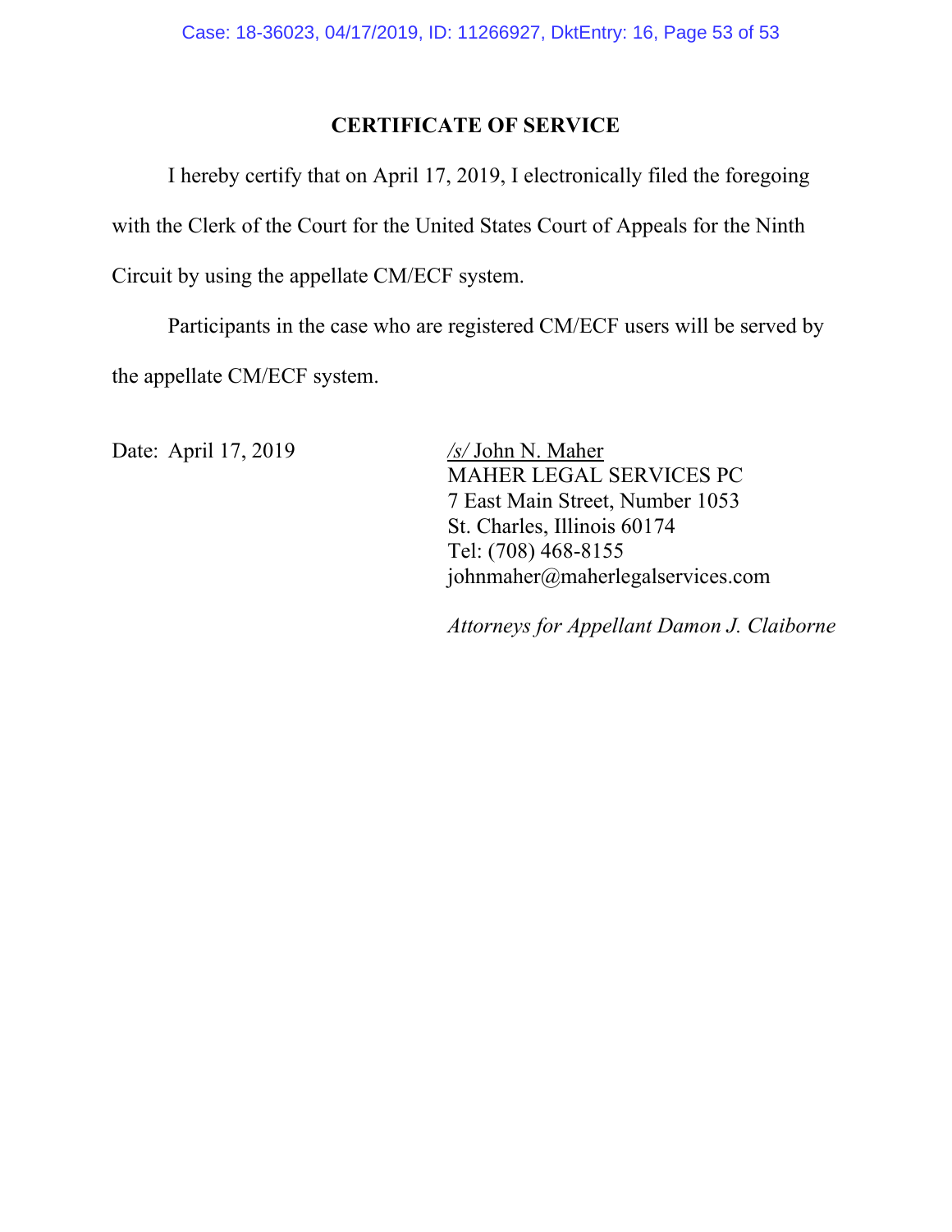# CERTIFICATE OF SERVICE

I hereby certify that on April 17, 2019, I electronically filed the foregoing with the Clerk of the Court for the United States Court of Appeals for the Ninth Circuit by using the appellate CM/ECF system.

Participants in the case who are registered CM/ECF users will be served by the appellate CM/ECF system.

Date: April 17, 2019

*/s/* John N. Maher
MAHER LEGAL SERVICES PC
7 East Main Street, Number 1053
St. Charles, Illinois 60174
Tel: (708) 468-8155
johnmaher@maherlegalservices.com

*Attorneys for Appellant Damon J. Claiborne*